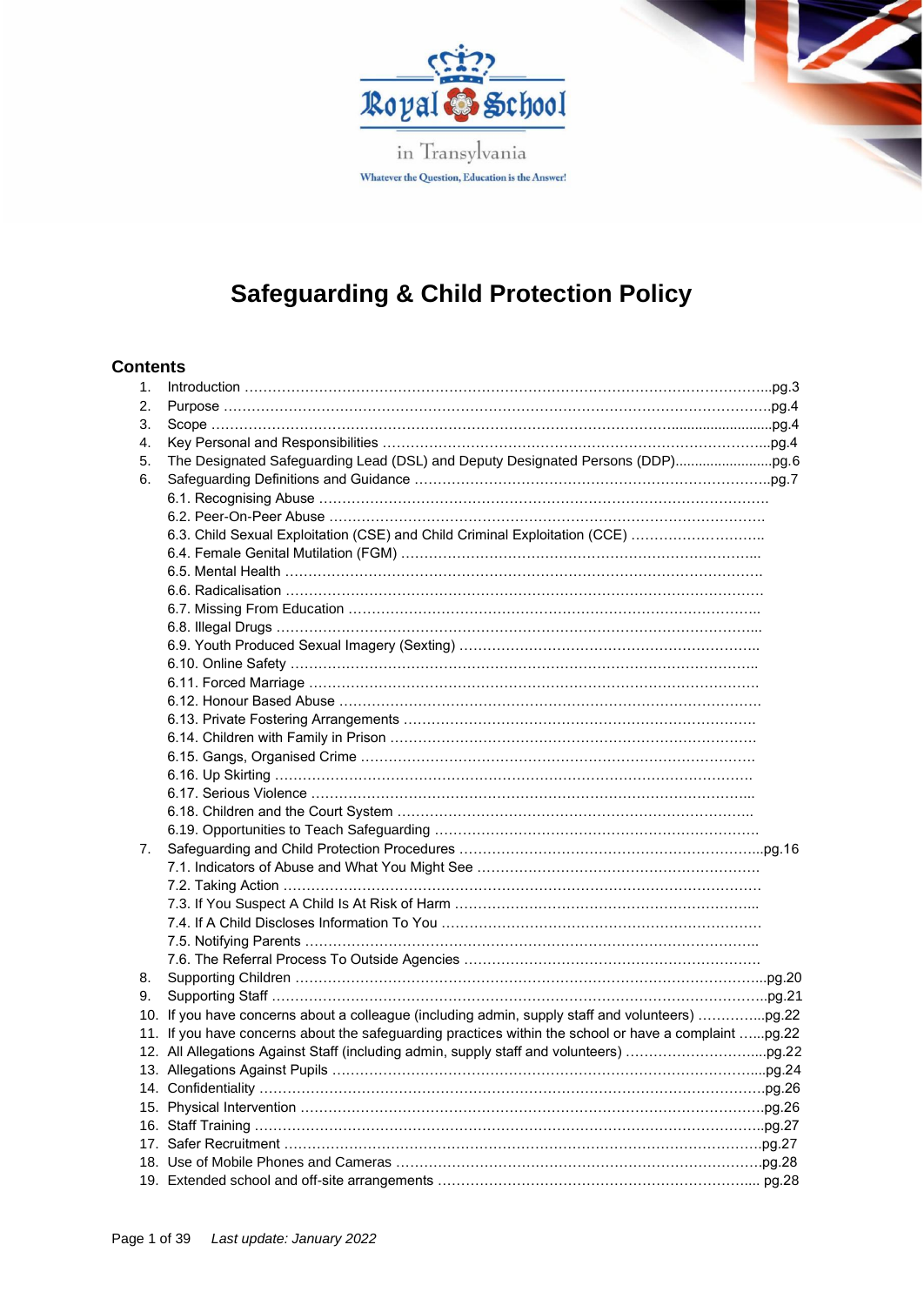Royal School

in Transylvania

Whatever the Question, Education is the Answer!

# Safeguarding & Child Protection Policy

## Contents

1. Introduction ....pg.3
2. Purpose ....pg.4
3. Scope ....pg.4
4. Key Personal and Responsibilities ....pg.4
5. The Designated Safeguarding Lead (DSL) and Deputy Designated Persons (DDP)....pg.6
6. Safeguarding Definitions and Guidance ....pg.7
    - 6.1. Recognising Abuse
    - 6.2. Peer-On-Peer Abuse
    - 6.3. Child Sexual Exploitation (CSE) and Child Criminal Exploitation (CCE)
    - 6.4. Female Genital Mutilation (FGM)
    - 6.5. Mental Health
    - 6.6. Radicalisation
    - 6.7. Missing From Education
    - 6.8. Illegal Drugs
    - 6.9. Youth Produced Sexual Imagery (Sexting)
    - 6.10. Online Safety
    - 6.11. Forced Marriage
    - 6.12. Honour Based Abuse
    - 6.13. Private Fostering Arrangements
    - 6.14. Children with Family in Prison
    - 6.15. Gangs, Organised Crime
    - 6.16. Up Skirting
    - 6.17. Serious Violence
    - 6.18. Children and the Court System
    - 6.19. Opportunities to Teach Safeguarding
7. Safeguarding and Child Protection Procedures ....pg.16
    - 7.1. Indicators of Abuse and What You Might See
    - 7.2. Taking Action
    - 7.3. If You Suspect A Child Is At Risk of Harm
    - 7.4. If A Child Discloses Information To You
    - 7.5. Notifying Parents
    - 7.6. The Referral Process To Outside Agencies
8. Supporting Children ....pg.20
9. Supporting Staff ....pg.21
10. If you have concerns about a colleague (including admin, supply staff and volunteers) ....pg.22
11. If you have concerns about the safeguarding practices within the school or have a complaint ....pg.22
12. All Allegations Against Staff (including admin, supply staff and volunteers) ....pg.22
13. Allegations Against Pupils ....pg.24
14. Confidentiality ....pg.26
15. Physical Intervention ....pg.26
16. Staff Training ....pg.27
17. Safer Recruitment ....pg.27
18. Use of Mobile Phones and Cameras ....pg.28
19. Extended school and off-site arrangements .... pg.28

*Last update: January 2022*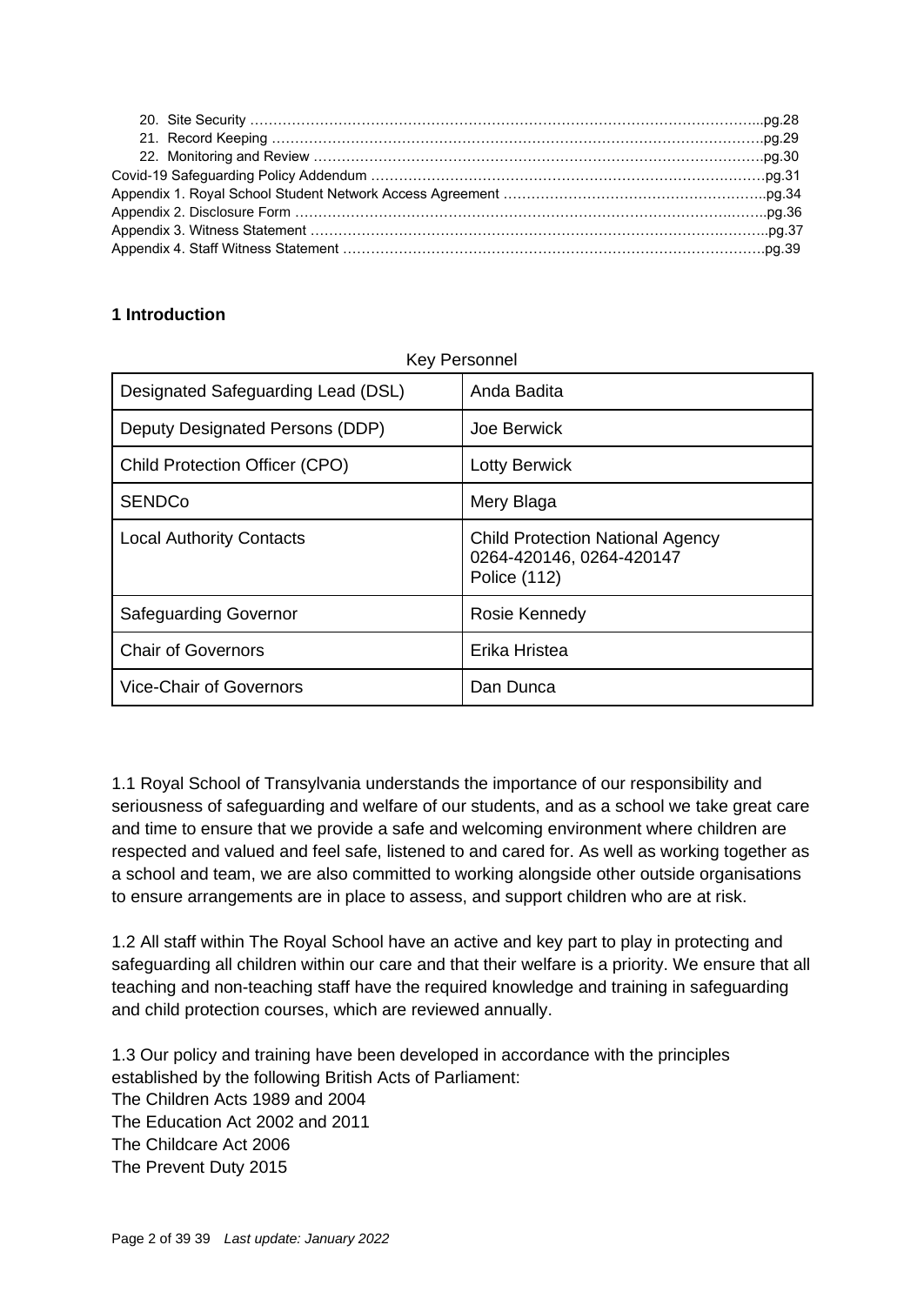20. Site Security ……………………………………………………………………………………………...pg.28
21. Record Keeping …………………………………………………………………………………………pg.29
22. Monitoring and Review ………………………………………………………………………………pg.30

Covid-19 Safeguarding Policy Addendum ……………………………………………………………………pg.31
Appendix 1. Royal School Student Network Access Agreement ………………………………………………..pg.34
Appendix 2. Disclosure Form ………………………………………………………………………………..pg.36
Appendix 3. Witness Statement ………………………………………………………………………………..pg.37
Appendix 4. Staff Witness Statement ………………………………………………………………………….pg.39

**1 Introduction**

Key Personnel

| | |
|---|---|
| Designated Safeguarding Lead (DSL) | Anda Badita |
| Deputy Designated Persons (DDP) | Joe Berwick |
| Child Protection Officer (CPO) | Lotty Berwick |
| SENDCo | Mery Blaga |
| Local Authority Contacts | Child Protection National Agency<br>0264-420146, 0264-420147<br>Police (112) |
| Safeguarding Governor | Rosie Kennedy |
| Chair of Governors | Erika Hristea |
| Vice-Chair of Governors | Dan Dunca |

1.1 Royal School of Transylvania understands the importance of our responsibility and seriousness of safeguarding and welfare of our students, and as a school we take great care and time to ensure that we provide a safe and welcoming environment where children are respected and valued and feel safe, listened to and cared for. As well as working together as a school and team, we are also committed to working alongside other outside organisations to ensure arrangements are in place to assess, and support children who are at risk.

1.2 All staff within The Royal School have an active and key part to play in protecting and safeguarding all children within our care and that their welfare is a priority. We ensure that all teaching and non-teaching staff have the required knowledge and training in safeguarding and child protection courses, which are reviewed annually.

1.3 Our policy and training have been developed in accordance with the principles established by the following British Acts of Parliament:
The Children Acts 1989 and 2004
The Education Act 2002 and 2011
The Childcare Act 2006
The Prevent Duty 2015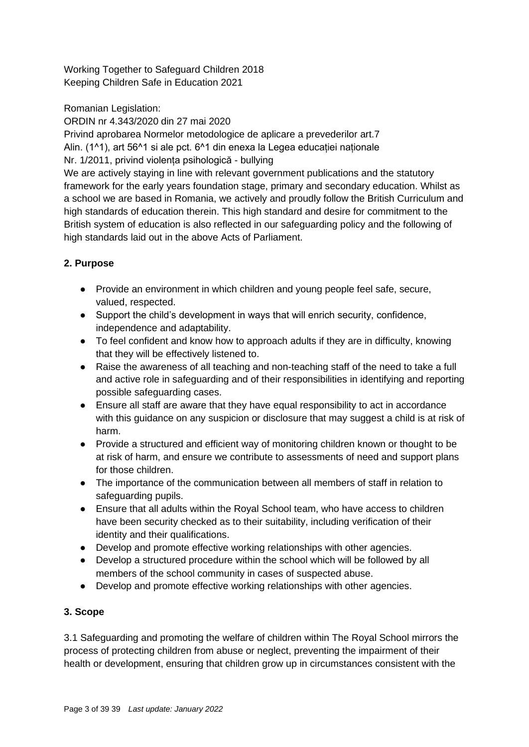Working Together to Safeguard Children 2018
Keeping Children Safe in Education 2021

Romanian Legislation:
ORDIN nr 4.343/2020 din 27 mai 2020
Privind aprobarea Normelor metodologice de aplicare a prevederilor art.7
Alin. (1^1), art 56^1 si ale pct. 6^1 din enexa la Legea educației naționale
Nr. 1/2011, privind violența psihologică - bullying
We are actively staying in line with relevant government publications and the statutory framework for the early years foundation stage, primary and secondary education. Whilst as a school we are based in Romania, we actively and proudly follow the British Curriculum and high standards of education therein. This high standard and desire for commitment to the British system of education is also reflected in our safeguarding policy and the following of high standards laid out in the above Acts of Parliament.

## 2. Purpose

- Provide an environment in which children and young people feel safe, secure, valued, respected.
- Support the child's development in ways that will enrich security, confidence, independence and adaptability.
- To feel confident and know how to approach adults if they are in difficulty, knowing that they will be effectively listened to.
- Raise the awareness of all teaching and non-teaching staff of the need to take a full and active role in safeguarding and of their responsibilities in identifying and reporting possible safeguarding cases.
- Ensure all staff are aware that they have equal responsibility to act in accordance with this guidance on any suspicion or disclosure that may suggest a child is at risk of harm.
- Provide a structured and efficient way of monitoring children known or thought to be at risk of harm, and ensure we contribute to assessments of need and support plans for those children.
- The importance of the communication between all members of staff in relation to safeguarding pupils.
- Ensure that all adults within the Royal School team, who have access to children have been security checked as to their suitability, including verification of their identity and their qualifications.
- Develop and promote effective working relationships with other agencies.
- Develop a structured procedure within the school which will be followed by all members of the school community in cases of suspected abuse.
- Develop and promote effective working relationships with other agencies.

## 3. Scope

3.1 Safeguarding and promoting the welfare of children within The Royal School mirrors the process of protecting children from abuse or neglect, preventing the impairment of their health or development, ensuring that children grow up in circumstances consistent with the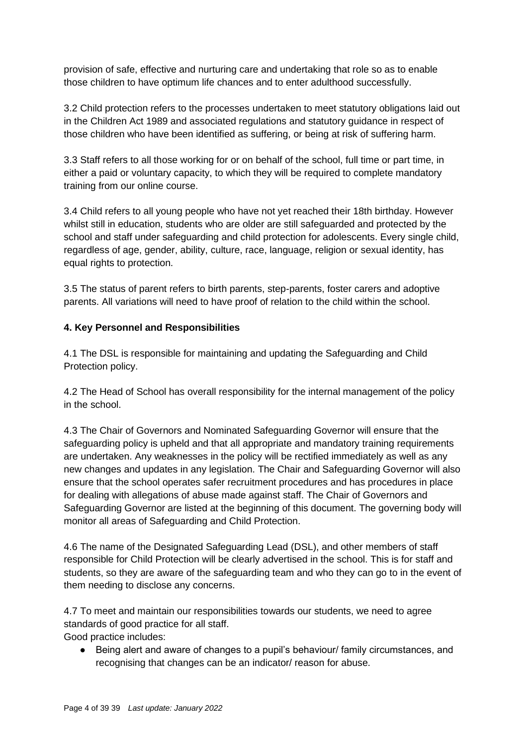provision of safe, effective and nurturing care and undertaking that role so as to enable those children to have optimum life chances and to enter adulthood successfully.

3.2 Child protection refers to the processes undertaken to meet statutory obligations laid out in the Children Act 1989 and associated regulations and statutory guidance in respect of those children who have been identified as suffering, or being at risk of suffering harm.

3.3 Staff refers to all those working for or on behalf of the school, full time or part time, in either a paid or voluntary capacity, to which they will be required to complete mandatory training from our online course.

3.4 Child refers to all young people who have not yet reached their 18th birthday. However whilst still in education, students who are older are still safeguarded and protected by the school and staff under safeguarding and child protection for adolescents. Every single child, regardless of age, gender, ability, culture, race, language, religion or sexual identity, has equal rights to protection.

3.5 The status of parent refers to birth parents, step-parents, foster carers and adoptive parents. All variations will need to have proof of relation to the child within the school.

**4. Key Personnel and Responsibilities**

4.1 The DSL is responsible for maintaining and updating the Safeguarding and Child Protection policy.

4.2 The Head of School has overall responsibility for the internal management of the policy in the school.

4.3 The Chair of Governors and Nominated Safeguarding Governor will ensure that the safeguarding policy is upheld and that all appropriate and mandatory training requirements are undertaken. Any weaknesses in the policy will be rectified immediately as well as any new changes and updates in any legislation. The Chair and Safeguarding Governor will also ensure that the school operates safer recruitment procedures and has procedures in place for dealing with allegations of abuse made against staff. The Chair of Governors and Safeguarding Governor are listed at the beginning of this document. The governing body will monitor all areas of Safeguarding and Child Protection.

4.6 The name of the Designated Safeguarding Lead (DSL), and other members of staff responsible for Child Protection will be clearly advertised in the school. This is for staff and students, so they are aware of the safeguarding team and who they can go to in the event of them needing to disclose any concerns.

4.7 To meet and maintain our responsibilities towards our students, we need to agree standards of good practice for all staff.
Good practice includes:

- Being alert and aware of changes to a pupil's behaviour/ family circumstances, and recognising that changes can be an indicator/ reason for abuse.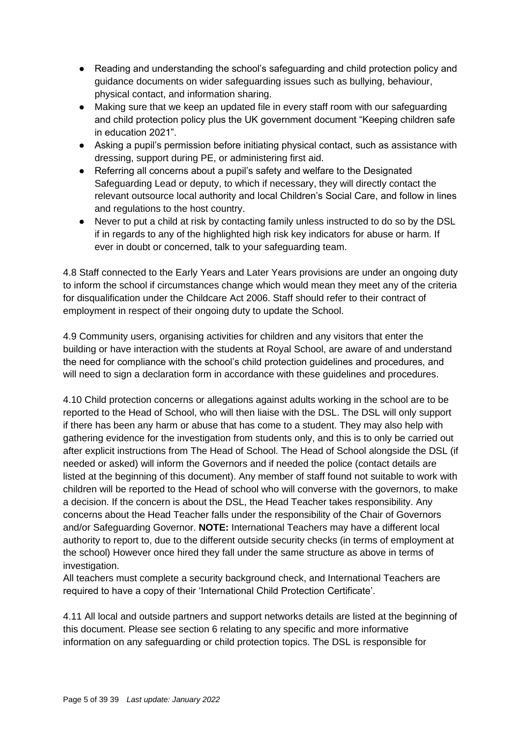- Reading and understanding the school's safeguarding and child protection policy and guidance documents on wider safeguarding issues such as bullying, behaviour, physical contact, and information sharing.
- Making sure that we keep an updated file in every staff room with our safeguarding and child protection policy plus the UK government document "Keeping children safe in education 2021".
- Asking a pupil's permission before initiating physical contact, such as assistance with dressing, support during PE, or administering first aid.
- Referring all concerns about a pupil's safety and welfare to the Designated Safeguarding Lead or deputy, to which if necessary, they will directly contact the relevant outsource local authority and local Children's Social Care, and follow in lines and regulations to the host country.
- Never to put a child at risk by contacting family unless instructed to do so by the DSL if in regards to any of the highlighted high risk key indicators for abuse or harm. If ever in doubt or concerned, talk to your safeguarding team.

4.8 Staff connected to the Early Years and Later Years provisions are under an ongoing duty to inform the school if circumstances change which would mean they meet any of the criteria for disqualification under the Childcare Act 2006. Staff should refer to their contract of employment in respect of their ongoing duty to update the School.

4.9 Community users, organising activities for children and any visitors that enter the building or have interaction with the students at Royal School, are aware of and understand the need for compliance with the school's child protection guidelines and procedures, and will need to sign a declaration form in accordance with these guidelines and procedures.

4.10 Child protection concerns or allegations against adults working in the school are to be reported to the Head of School, who will then liaise with the DSL. The DSL will only support if there has been any harm or abuse that has come to a student. They may also help with gathering evidence for the investigation from students only, and this is to only be carried out after explicit instructions from The Head of School. The Head of School alongside the DSL (if needed or asked) will inform the Governors and if needed the police (contact details are listed at the beginning of this document). Any member of staff found not suitable to work with children will be reported to the Head of school who will converse with the governors, to make a decision. If the concern is about the DSL, the Head Teacher takes responsibility. Any concerns about the Head Teacher falls under the responsibility of the Chair of Governors and/or Safeguarding Governor. **NOTE:** International Teachers may have a different local authority to report to, due to the different outside security checks (in terms of employment at the school) However once hired they fall under the same structure as above in terms of investigation.

All teachers must complete a security background check, and International Teachers are required to have a copy of their 'International Child Protection Certificate'.

4.11 All local and outside partners and support networks details are listed at the beginning of this document. Please see section 6 relating to any specific and more informative information on any safeguarding or child protection topics. The DSL is responsible for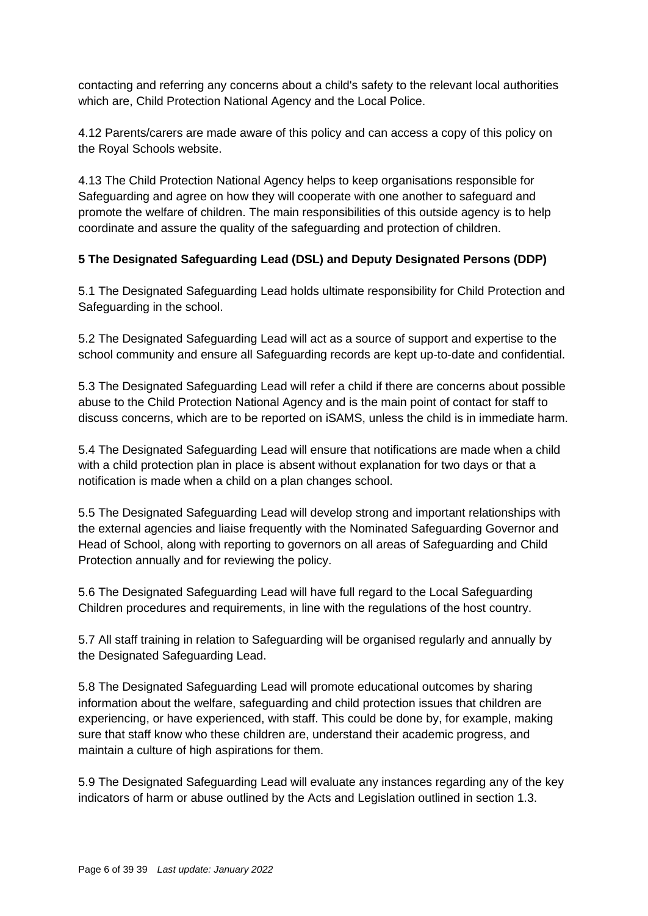contacting and referring any concerns about a child's safety to the relevant local authorities which are, Child Protection National Agency and the Local Police.

4.12 Parents/carers are made aware of this policy and can access a copy of this policy on the Royal Schools website.

4.13 The Child Protection National Agency helps to keep organisations responsible for Safeguarding and agree on how they will cooperate with one another to safeguard and promote the welfare of children. The main responsibilities of this outside agency is to help coordinate and assure the quality of the safeguarding and protection of children.

**5 The Designated Safeguarding Lead (DSL) and Deputy Designated Persons (DDP)**

5.1 The Designated Safeguarding Lead holds ultimate responsibility for Child Protection and Safeguarding in the school.

5.2 The Designated Safeguarding Lead will act as a source of support and expertise to the school community and ensure all Safeguarding records are kept up-to-date and confidential.

5.3 The Designated Safeguarding Lead will refer a child if there are concerns about possible abuse to the Child Protection National Agency and is the main point of contact for staff to discuss concerns, which are to be reported on iSAMS, unless the child is in immediate harm.

5.4 The Designated Safeguarding Lead will ensure that notifications are made when a child with a child protection plan in place is absent without explanation for two days or that a notification is made when a child on a plan changes school.

5.5 The Designated Safeguarding Lead will develop strong and important relationships with the external agencies and liaise frequently with the Nominated Safeguarding Governor and Head of School, along with reporting to governors on all areas of Safeguarding and Child Protection annually and for reviewing the policy.

5.6 The Designated Safeguarding Lead will have full regard to the Local Safeguarding Children procedures and requirements, in line with the regulations of the host country.

5.7 All staff training in relation to Safeguarding will be organised regularly and annually by the Designated Safeguarding Lead.

5.8 The Designated Safeguarding Lead will promote educational outcomes by sharing information about the welfare, safeguarding and child protection issues that children are experiencing, or have experienced, with staff. This could be done by, for example, making sure that staff know who these children are, understand their academic progress, and maintain a culture of high aspirations for them.

5.9 The Designated Safeguarding Lead will evaluate any instances regarding any of the key indicators of harm or abuse outlined by the Acts and Legislation outlined in section 1.3.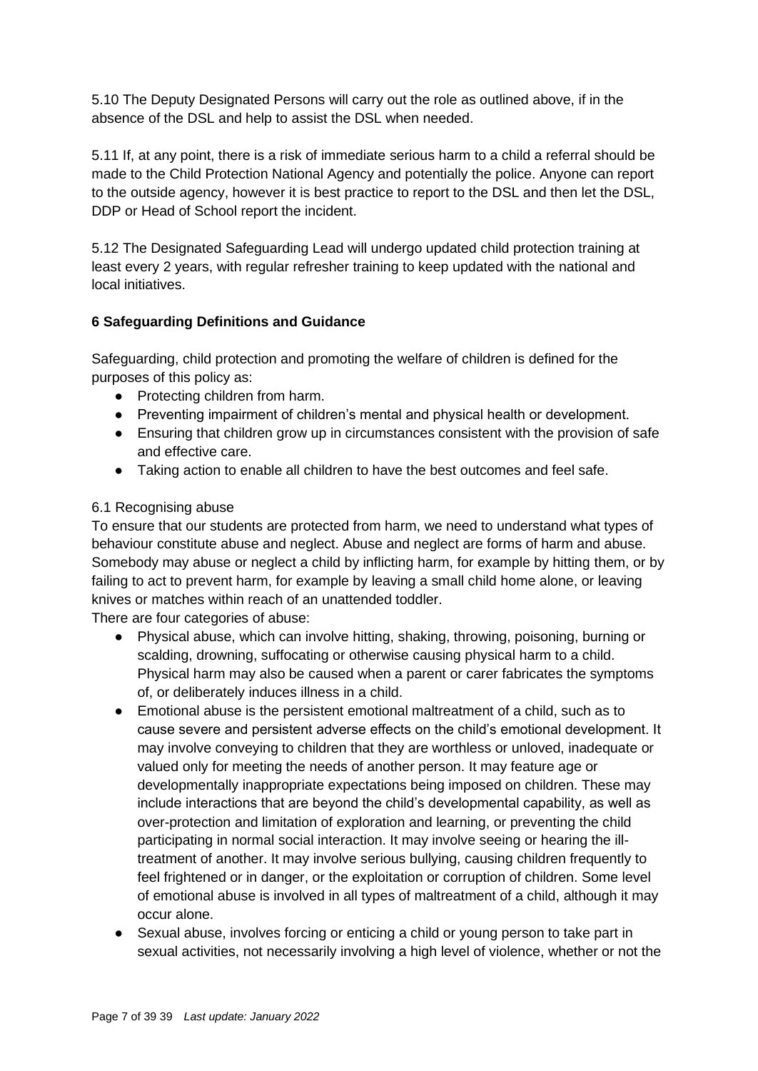5.10 The Deputy Designated Persons will carry out the role as outlined above, if in the absence of the DSL and help to assist the DSL when needed.

5.11 If, at any point, there is a risk of immediate serious harm to a child a referral should be made to the Child Protection National Agency and potentially the police. Anyone can report to the outside agency, however it is best practice to report to the DSL and then let the DSL, DDP or Head of School report the incident.

5.12 The Designated Safeguarding Lead will undergo updated child protection training at least every 2 years, with regular refresher training to keep updated with the national and local initiatives.

## 6 Safeguarding Definitions and Guidance

Safeguarding, child protection and promoting the welfare of children is defined for the purposes of this policy as:

- Protecting children from harm.
- Preventing impairment of children's mental and physical health or development.
- Ensuring that children grow up in circumstances consistent with the provision of safe and effective care.
- Taking action to enable all children to have the best outcomes and feel safe.

6.1 Recognising abuse

To ensure that our students are protected from harm, we need to understand what types of behaviour constitute abuse and neglect. Abuse and neglect are forms of harm and abuse. Somebody may abuse or neglect a child by inflicting harm, for example by hitting them, or by failing to act to prevent harm, for example by leaving a small child home alone, or leaving knives or matches within reach of an unattended toddler.

There are four categories of abuse:

- Physical abuse, which can involve hitting, shaking, throwing, poisoning, burning or scalding, drowning, suffocating or otherwise causing physical harm to a child. Physical harm may also be caused when a parent or carer fabricates the symptoms of, or deliberately induces illness in a child.
- Emotional abuse is the persistent emotional maltreatment of a child, such as to cause severe and persistent adverse effects on the child's emotional development. It may involve conveying to children that they are worthless or unloved, inadequate or valued only for meeting the needs of another person. It may feature age or developmentally inappropriate expectations being imposed on children. These may include interactions that are beyond the child's developmental capability, as well as over-protection and limitation of exploration and learning, or preventing the child participating in normal social interaction. It may involve seeing or hearing the ill-treatment of another. It may involve serious bullying, causing children frequently to feel frightened or in danger, or the exploitation or corruption of children. Some level of emotional abuse is involved in all types of maltreatment of a child, although it may occur alone.
- Sexual abuse, involves forcing or enticing a child or young person to take part in sexual activities, not necessarily involving a high level of violence, whether or not the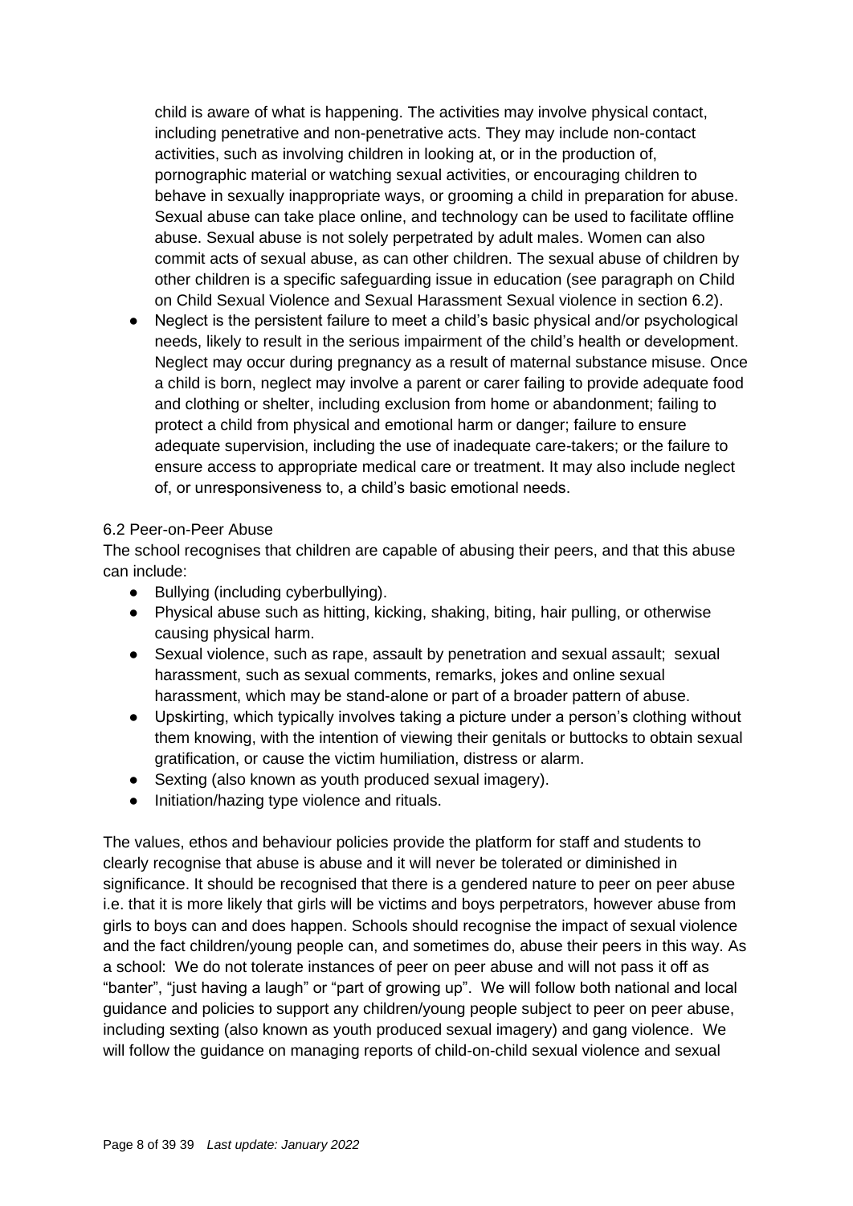child is aware of what is happening. The activities may involve physical contact, including penetrative and non-penetrative acts. They may include non-contact activities, such as involving children in looking at, or in the production of, pornographic material or watching sexual activities, or encouraging children to behave in sexually inappropriate ways, or grooming a child in preparation for abuse. Sexual abuse can take place online, and technology can be used to facilitate offline abuse. Sexual abuse is not solely perpetrated by adult males. Women can also commit acts of sexual abuse, as can other children. The sexual abuse of children by other children is a specific safeguarding issue in education (see paragraph on Child on Child Sexual Violence and Sexual Harassment Sexual violence in section 6.2).

- Neglect is the persistent failure to meet a child's basic physical and/or psychological needs, likely to result in the serious impairment of the child's health or development. Neglect may occur during pregnancy as a result of maternal substance misuse. Once a child is born, neglect may involve a parent or carer failing to provide adequate food and clothing or shelter, including exclusion from home or abandonment; failing to protect a child from physical and emotional harm or danger; failure to ensure adequate supervision, including the use of inadequate care-takers; or the failure to ensure access to appropriate medical care or treatment. It may also include neglect of, or unresponsiveness to, a child's basic emotional needs.

6.2 Peer-on-Peer Abuse

The school recognises that children are capable of abusing their peers, and that this abuse can include:

- Bullying (including cyberbullying).
- Physical abuse such as hitting, kicking, shaking, biting, hair pulling, or otherwise causing physical harm.
- Sexual violence, such as rape, assault by penetration and sexual assault; sexual harassment, such as sexual comments, remarks, jokes and online sexual harassment, which may be stand-alone or part of a broader pattern of abuse.
- Upskirting, which typically involves taking a picture under a person's clothing without them knowing, with the intention of viewing their genitals or buttocks to obtain sexual gratification, or cause the victim humiliation, distress or alarm.
- Sexting (also known as youth produced sexual imagery).
- Initiation/hazing type violence and rituals.

The values, ethos and behaviour policies provide the platform for staff and students to clearly recognise that abuse is abuse and it will never be tolerated or diminished in significance. It should be recognised that there is a gendered nature to peer on peer abuse i.e. that it is more likely that girls will be victims and boys perpetrators, however abuse from girls to boys can and does happen. Schools should recognise the impact of sexual violence and the fact children/young people can, and sometimes do, abuse their peers in this way. As a school: We do not tolerate instances of peer on peer abuse and will not pass it off as "banter", "just having a laugh" or "part of growing up". We will follow both national and local guidance and policies to support any children/young people subject to peer on peer abuse, including sexting (also known as youth produced sexual imagery) and gang violence. We will follow the guidance on managing reports of child-on-child sexual violence and sexual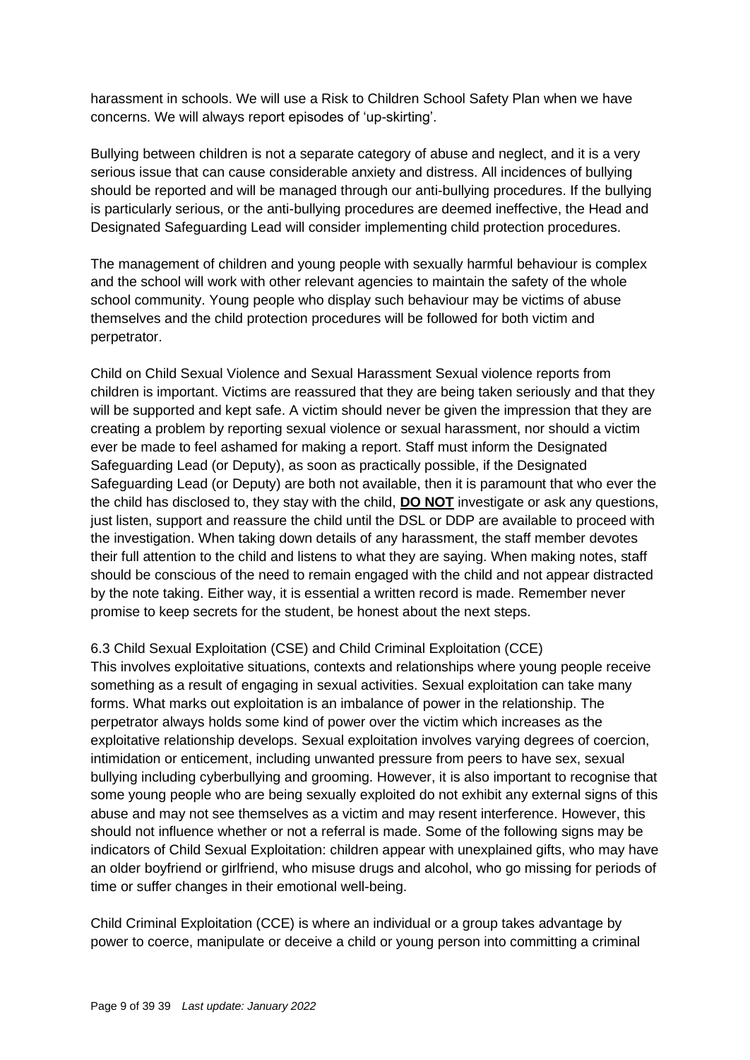harassment in schools. We will use a Risk to Children School Safety Plan when we have concerns. We will always report episodes of 'up-skirting'.

Bullying between children is not a separate category of abuse and neglect, and it is a very serious issue that can cause considerable anxiety and distress. All incidences of bullying should be reported and will be managed through our anti-bullying procedures. If the bullying is particularly serious, or the anti-bullying procedures are deemed ineffective, the Head and Designated Safeguarding Lead will consider implementing child protection procedures.

The management of children and young people with sexually harmful behaviour is complex and the school will work with other relevant agencies to maintain the safety of the whole school community. Young people who display such behaviour may be victims of abuse themselves and the child protection procedures will be followed for both victim and perpetrator.

Child on Child Sexual Violence and Sexual Harassment Sexual violence reports from children is important. Victims are reassured that they are being taken seriously and that they will be supported and kept safe. A victim should never be given the impression that they are creating a problem by reporting sexual violence or sexual harassment, nor should a victim ever be made to feel ashamed for making a report. Staff must inform the Designated Safeguarding Lead (or Deputy), as soon as practically possible, if the Designated Safeguarding Lead (or Deputy) are both not available, then it is paramount that who ever the the child has disclosed to, they stay with the child, **DO NOT** investigate or ask any questions, just listen, support and reassure the child until the DSL or DDP are available to proceed with the investigation. When taking down details of any harassment, the staff member devotes their full attention to the child and listens to what they are saying. When making notes, staff should be conscious of the need to remain engaged with the child and not appear distracted by the note taking. Either way, it is essential a written record is made. Remember never promise to keep secrets for the student, be honest about the next steps.

6.3 Child Sexual Exploitation (CSE) and Child Criminal Exploitation (CCE)
This involves exploitative situations, contexts and relationships where young people receive something as a result of engaging in sexual activities. Sexual exploitation can take many forms. What marks out exploitation is an imbalance of power in the relationship. The perpetrator always holds some kind of power over the victim which increases as the exploitative relationship develops. Sexual exploitation involves varying degrees of coercion, intimidation or enticement, including unwanted pressure from peers to have sex, sexual bullying including cyberbullying and grooming. However, it is also important to recognise that some young people who are being sexually exploited do not exhibit any external signs of this abuse and may not see themselves as a victim and may resent interference. However, this should not influence whether or not a referral is made. Some of the following signs may be indicators of Child Sexual Exploitation: children appear with unexplained gifts, who may have an older boyfriend or girlfriend, who misuse drugs and alcohol, who go missing for periods of time or suffer changes in their emotional well-being.

Child Criminal Exploitation (CCE) is where an individual or a group takes advantage by power to coerce, manipulate or deceive a child or young person into committing a criminal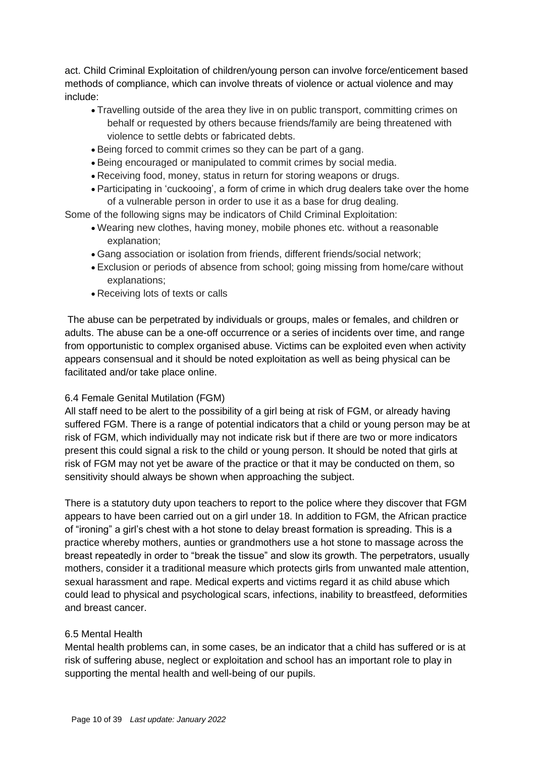act. Child Criminal Exploitation of children/young person can involve force/enticement based methods of compliance, which can involve threats of violence or actual violence and may include:

- Travelling outside of the area they live in on public transport, committing crimes on behalf or requested by others because friends/family are being threatened with violence to settle debts or fabricated debts.
- Being forced to commit crimes so they can be part of a gang.
- Being encouraged or manipulated to commit crimes by social media.
- Receiving food, money, status in return for storing weapons or drugs.
- Participating in 'cuckooing', a form of crime in which drug dealers take over the home of a vulnerable person in order to use it as a base for drug dealing.

Some of the following signs may be indicators of Child Criminal Exploitation:

- Wearing new clothes, having money, mobile phones etc. without a reasonable explanation;
- Gang association or isolation from friends, different friends/social network;
- Exclusion or periods of absence from school; going missing from home/care without explanations;
- Receiving lots of texts or calls

The abuse can be perpetrated by individuals or groups, males or females, and children or adults. The abuse can be a one-off occurrence or a series of incidents over time, and range from opportunistic to complex organised abuse. Victims can be exploited even when activity appears consensual and it should be noted exploitation as well as being physical can be facilitated and/or take place online.

### 6.4 Female Genital Mutilation (FGM)

All staff need to be alert to the possibility of a girl being at risk of FGM, or already having suffered FGM. There is a range of potential indicators that a child or young person may be at risk of FGM, which individually may not indicate risk but if there are two or more indicators present this could signal a risk to the child or young person. It should be noted that girls at risk of FGM may not yet be aware of the practice or that it may be conducted on them, so sensitivity should always be shown when approaching the subject.

There is a statutory duty upon teachers to report to the police where they discover that FGM appears to have been carried out on a girl under 18. In addition to FGM, the African practice of "ironing" a girl's chest with a hot stone to delay breast formation is spreading. This is a practice whereby mothers, aunties or grandmothers use a hot stone to massage across the breast repeatedly in order to "break the tissue" and slow its growth. The perpetrators, usually mothers, consider it a traditional measure which protects girls from unwanted male attention, sexual harassment and rape. Medical experts and victims regard it as child abuse which could lead to physical and psychological scars, infections, inability to breastfeed, deformities and breast cancer.

### 6.5 Mental Health

Mental health problems can, in some cases, be an indicator that a child has suffered or is at risk of suffering abuse, neglect or exploitation and school has an important role to play in supporting the mental health and well-being of our pupils.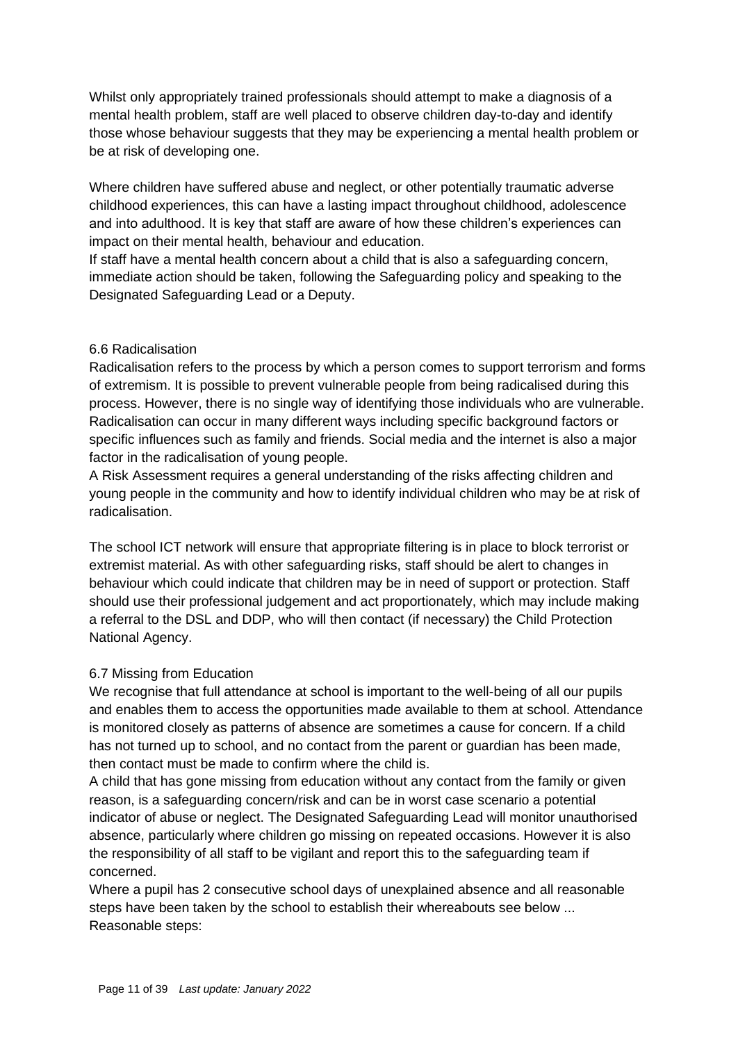Whilst only appropriately trained professionals should attempt to make a diagnosis of a mental health problem, staff are well placed to observe children day-to-day and identify those whose behaviour suggests that they may be experiencing a mental health problem or be at risk of developing one.

Where children have suffered abuse and neglect, or other potentially traumatic adverse childhood experiences, this can have a lasting impact throughout childhood, adolescence and into adulthood. It is key that staff are aware of how these children's experiences can impact on their mental health, behaviour and education.
If staff have a mental health concern about a child that is also a safeguarding concern, immediate action should be taken, following the Safeguarding policy and speaking to the Designated Safeguarding Lead or a Deputy.

### 6.6 Radicalisation

Radicalisation refers to the process by which a person comes to support terrorism and forms of extremism. It is possible to prevent vulnerable people from being radicalised during this process. However, there is no single way of identifying those individuals who are vulnerable. Radicalisation can occur in many different ways including specific background factors or specific influences such as family and friends. Social media and the internet is also a major factor in the radicalisation of young people.
A Risk Assessment requires a general understanding of the risks affecting children and young people in the community and how to identify individual children who may be at risk of radicalisation.

The school ICT network will ensure that appropriate filtering is in place to block terrorist or extremist material. As with other safeguarding risks, staff should be alert to changes in behaviour which could indicate that children may be in need of support or protection. Staff should use their professional judgement and act proportionately, which may include making a referral to the DSL and DDP, who will then contact (if necessary) the Child Protection National Agency.

### 6.7 Missing from Education

We recognise that full attendance at school is important to the well-being of all our pupils and enables them to access the opportunities made available to them at school. Attendance is monitored closely as patterns of absence are sometimes a cause for concern. If a child has not turned up to school, and no contact from the parent or guardian has been made, then contact must be made to confirm where the child is.
A child that has gone missing from education without any contact from the family or given reason, is a safeguarding concern/risk and can be in worst case scenario a potential indicator of abuse or neglect. The Designated Safeguarding Lead will monitor unauthorised absence, particularly where children go missing on repeated occasions. However it is also the responsibility of all staff to be vigilant and report this to the safeguarding team if concerned.
Where a pupil has 2 consecutive school days of unexplained absence and all reasonable steps have been taken by the school to establish their whereabouts see below ...
Reasonable steps: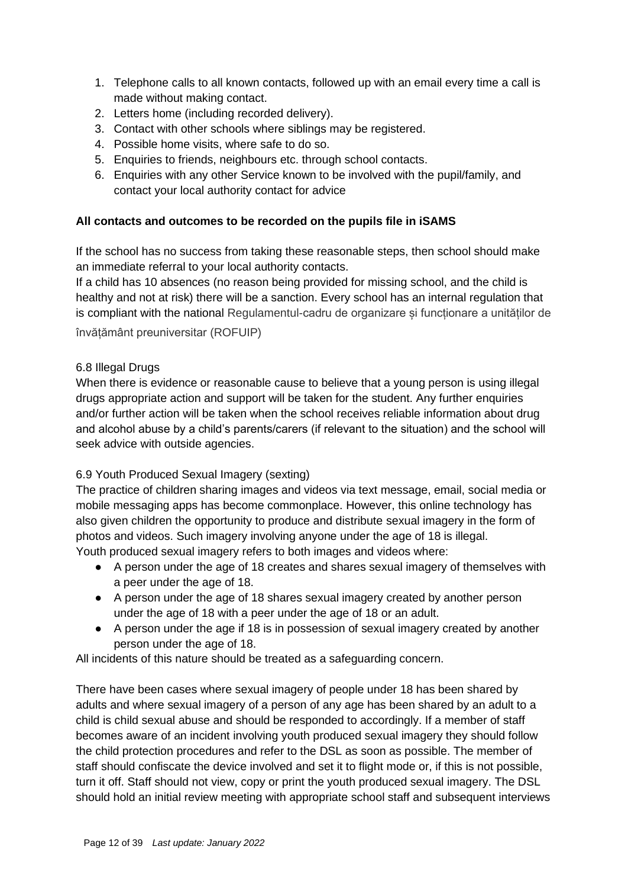1. Telephone calls to all known contacts, followed up with an email every time a call is made without making contact.
2. Letters home (including recorded delivery).
3. Contact with other schools where siblings may be registered.
4. Possible home visits, where safe to do so.
5. Enquiries to friends, neighbours etc. through school contacts.
6. Enquiries with any other Service known to be involved with the pupil/family, and contact your local authority contact for advice

**All contacts and outcomes to be recorded on the pupils file in iSAMS**

If the school has no success from taking these reasonable steps, then school should make an immediate referral to your local authority contacts.
If a child has 10 absences (no reason being provided for missing school, and the child is healthy and not at risk) there will be a sanction. Every school has an internal regulation that is compliant with the national Regulamentul-cadru de organizare și funcționare a unităților de învățământ preuniversitar (ROFUIP)

6.8 Illegal Drugs
When there is evidence or reasonable cause to believe that a young person is using illegal drugs appropriate action and support will be taken for the student. Any further enquiries and/or further action will be taken when the school receives reliable information about drug and alcohol abuse by a child's parents/carers (if relevant to the situation) and the school will seek advice with outside agencies.

6.9 Youth Produced Sexual Imagery (sexting)
The practice of children sharing images and videos via text message, email, social media or mobile messaging apps has become commonplace. However, this online technology has also given children the opportunity to produce and distribute sexual imagery in the form of photos and videos. Such imagery involving anyone under the age of 18 is illegal.
Youth produced sexual imagery refers to both images and videos where:

- A person under the age of 18 creates and shares sexual imagery of themselves with a peer under the age of 18.
- A person under the age of 18 shares sexual imagery created by another person under the age of 18 with a peer under the age of 18 or an adult.
- A person under the age if 18 is in possession of sexual imagery created by another person under the age of 18.

All incidents of this nature should be treated as a safeguarding concern.

There have been cases where sexual imagery of people under 18 has been shared by adults and where sexual imagery of a person of any age has been shared by an adult to a child is child sexual abuse and should be responded to accordingly. If a member of staff becomes aware of an incident involving youth produced sexual imagery they should follow the child protection procedures and refer to the DSL as soon as possible. The member of staff should confiscate the device involved and set it to flight mode or, if this is not possible, turn it off. Staff should not view, copy or print the youth produced sexual imagery. The DSL should hold an initial review meeting with appropriate school staff and subsequent interviews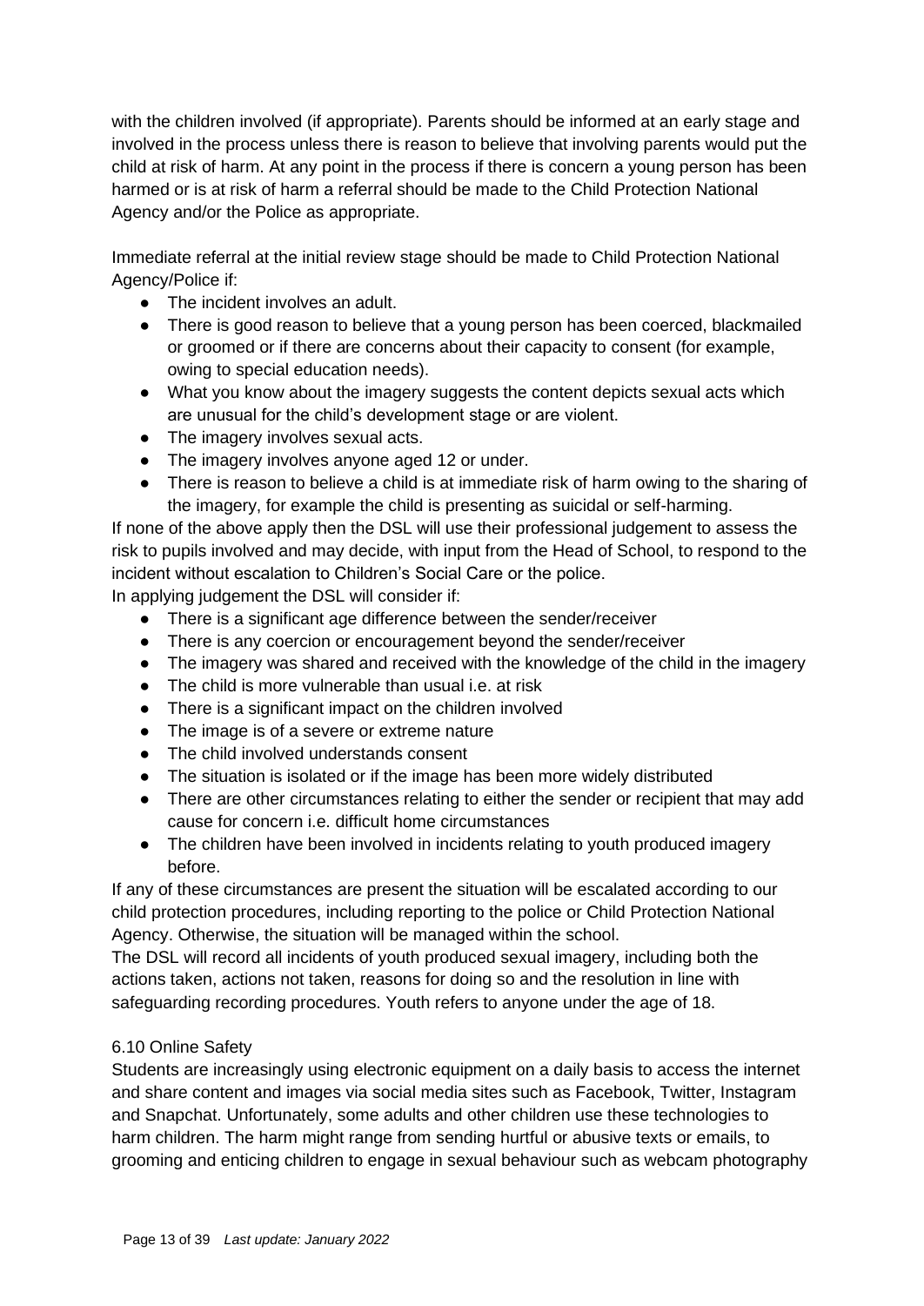with the children involved (if appropriate). Parents should be informed at an early stage and involved in the process unless there is reason to believe that involving parents would put the child at risk of harm. At any point in the process if there is concern a young person has been harmed or is at risk of harm a referral should be made to the Child Protection National Agency and/or the Police as appropriate.

Immediate referral at the initial review stage should be made to Child Protection National Agency/Police if:

- The incident involves an adult.
- There is good reason to believe that a young person has been coerced, blackmailed or groomed or if there are concerns about their capacity to consent (for example, owing to special education needs).
- What you know about the imagery suggests the content depicts sexual acts which are unusual for the child's development stage or are violent.
- The imagery involves sexual acts.
- The imagery involves anyone aged 12 or under.
- There is reason to believe a child is at immediate risk of harm owing to the sharing of the imagery, for example the child is presenting as suicidal or self-harming.

If none of the above apply then the DSL will use their professional judgement to assess the risk to pupils involved and may decide, with input from the Head of School, to respond to the incident without escalation to Children's Social Care or the police.

In applying judgement the DSL will consider if:

- There is a significant age difference between the sender/receiver
- There is any coercion or encouragement beyond the sender/receiver
- The imagery was shared and received with the knowledge of the child in the imagery
- The child is more vulnerable than usual i.e. at risk
- There is a significant impact on the children involved
- The image is of a severe or extreme nature
- The child involved understands consent
- The situation is isolated or if the image has been more widely distributed
- There are other circumstances relating to either the sender or recipient that may add cause for concern i.e. difficult home circumstances
- The children have been involved in incidents relating to youth produced imagery before.

If any of these circumstances are present the situation will be escalated according to our child protection procedures, including reporting to the police or Child Protection National Agency. Otherwise, the situation will be managed within the school.

The DSL will record all incidents of youth produced sexual imagery, including both the actions taken, actions not taken, reasons for doing so and the resolution in line with safeguarding recording procedures. Youth refers to anyone under the age of 18.

### 6.10 Online Safety

Students are increasingly using electronic equipment on a daily basis to access the internet and share content and images via social media sites such as Facebook, Twitter, Instagram and Snapchat. Unfortunately, some adults and other children use these technologies to harm children. The harm might range from sending hurtful or abusive texts or emails, to grooming and enticing children to engage in sexual behaviour such as webcam photography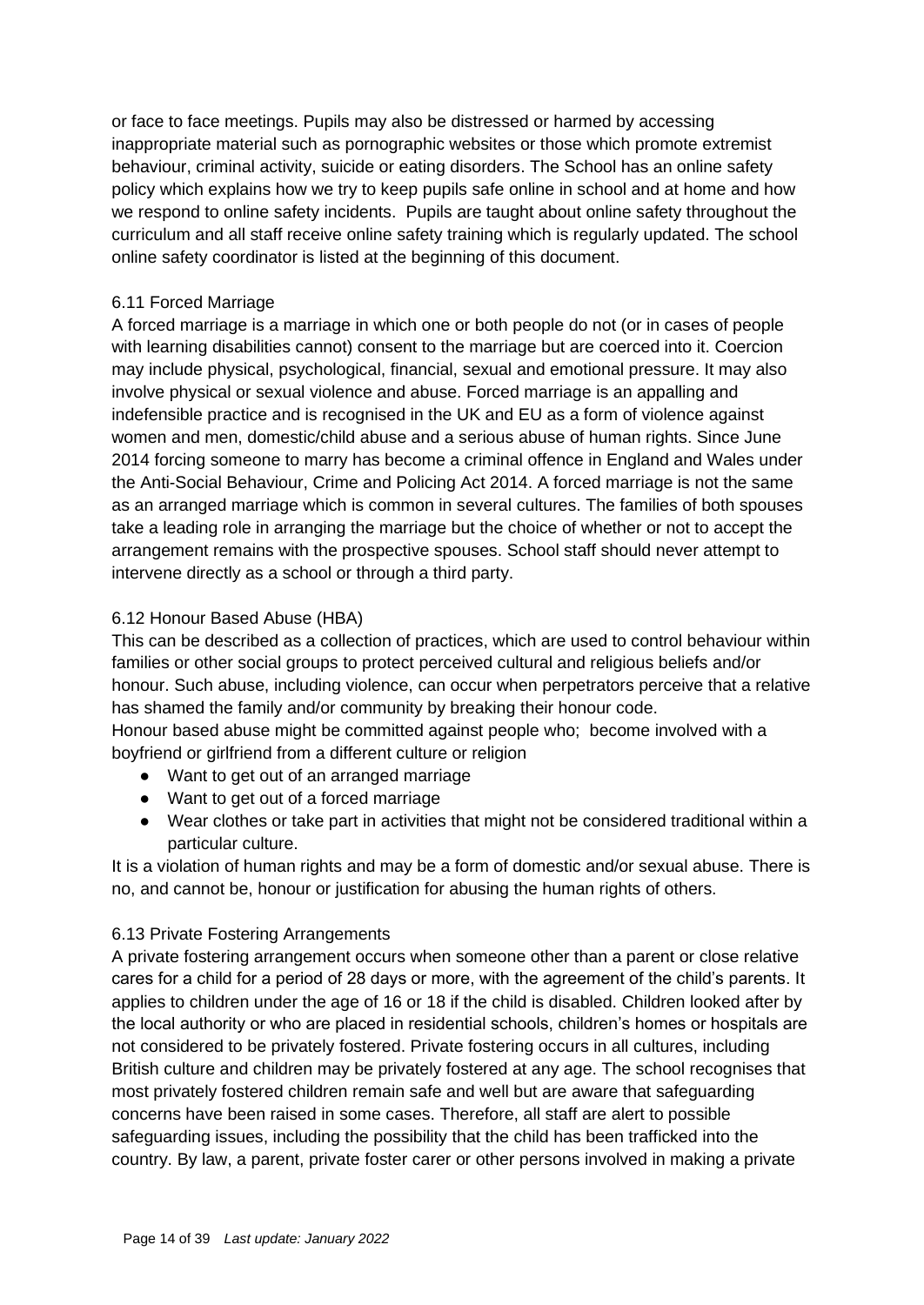or face to face meetings. Pupils may also be distressed or harmed by accessing inappropriate material such as pornographic websites or those which promote extremist behaviour, criminal activity, suicide or eating disorders. The School has an online safety policy which explains how we try to keep pupils safe online in school and at home and how we respond to online safety incidents. Pupils are taught about online safety throughout the curriculum and all staff receive online safety training which is regularly updated. The school online safety coordinator is listed at the beginning of this document.

### 6.11 Forced Marriage

A forced marriage is a marriage in which one or both people do not (or in cases of people with learning disabilities cannot) consent to the marriage but are coerced into it. Coercion may include physical, psychological, financial, sexual and emotional pressure. It may also involve physical or sexual violence and abuse. Forced marriage is an appalling and indefensible practice and is recognised in the UK and EU as a form of violence against women and men, domestic/child abuse and a serious abuse of human rights. Since June 2014 forcing someone to marry has become a criminal offence in England and Wales under the Anti-Social Behaviour, Crime and Policing Act 2014. A forced marriage is not the same as an arranged marriage which is common in several cultures. The families of both spouses take a leading role in arranging the marriage but the choice of whether or not to accept the arrangement remains with the prospective spouses. School staff should never attempt to intervene directly as a school or through a third party.

### 6.12 Honour Based Abuse (HBA)

This can be described as a collection of practices, which are used to control behaviour within families or other social groups to protect perceived cultural and religious beliefs and/or honour. Such abuse, including violence, can occur when perpetrators perceive that a relative has shamed the family and/or community by breaking their honour code.

Honour based abuse might be committed against people who; become involved with a boyfriend or girlfriend from a different culture or religion

- Want to get out of an arranged marriage
- Want to get out of a forced marriage
- Wear clothes or take part in activities that might not be considered traditional within a particular culture.

It is a violation of human rights and may be a form of domestic and/or sexual abuse. There is no, and cannot be, honour or justification for abusing the human rights of others.

### 6.13 Private Fostering Arrangements

A private fostering arrangement occurs when someone other than a parent or close relative cares for a child for a period of 28 days or more, with the agreement of the child's parents. It applies to children under the age of 16 or 18 if the child is disabled. Children looked after by the local authority or who are placed in residential schools, children's homes or hospitals are not considered to be privately fostered. Private fostering occurs in all cultures, including British culture and children may be privately fostered at any age. The school recognises that most privately fostered children remain safe and well but are aware that safeguarding concerns have been raised in some cases. Therefore, all staff are alert to possible safeguarding issues, including the possibility that the child has been trafficked into the country. By law, a parent, private foster carer or other persons involved in making a private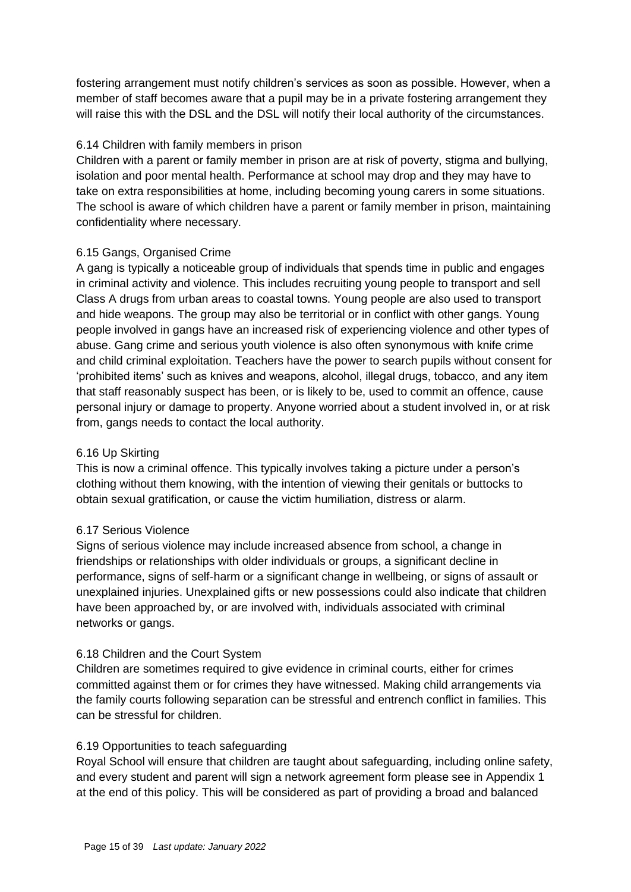fostering arrangement must notify children's services as soon as possible. However, when a member of staff becomes aware that a pupil may be in a private fostering arrangement they will raise this with the DSL and the DSL will notify their local authority of the circumstances.

### 6.14 Children with family members in prison

Children with a parent or family member in prison are at risk of poverty, stigma and bullying, isolation and poor mental health. Performance at school may drop and they may have to take on extra responsibilities at home, including becoming young carers in some situations. The school is aware of which children have a parent or family member in prison, maintaining confidentiality where necessary.

### 6.15 Gangs, Organised Crime

A gang is typically a noticeable group of individuals that spends time in public and engages in criminal activity and violence. This includes recruiting young people to transport and sell Class A drugs from urban areas to coastal towns. Young people are also used to transport and hide weapons. The group may also be territorial or in conflict with other gangs. Young people involved in gangs have an increased risk of experiencing violence and other types of abuse. Gang crime and serious youth violence is also often synonymous with knife crime and child criminal exploitation. Teachers have the power to search pupils without consent for 'prohibited items' such as knives and weapons, alcohol, illegal drugs, tobacco, and any item that staff reasonably suspect has been, or is likely to be, used to commit an offence, cause personal injury or damage to property. Anyone worried about a student involved in, or at risk from, gangs needs to contact the local authority.

### 6.16 Up Skirting

This is now a criminal offence. This typically involves taking a picture under a person's clothing without them knowing, with the intention of viewing their genitals or buttocks to obtain sexual gratification, or cause the victim humiliation, distress or alarm.

### 6.17 Serious Violence

Signs of serious violence may include increased absence from school, a change in friendships or relationships with older individuals or groups, a significant decline in performance, signs of self-harm or a significant change in wellbeing, or signs of assault or unexplained injuries. Unexplained gifts or new possessions could also indicate that children have been approached by, or are involved with, individuals associated with criminal networks or gangs.

### 6.18 Children and the Court System

Children are sometimes required to give evidence in criminal courts, either for crimes committed against them or for crimes they have witnessed. Making child arrangements via the family courts following separation can be stressful and entrench conflict in families. This can be stressful for children.

### 6.19 Opportunities to teach safeguarding

Royal School will ensure that children are taught about safeguarding, including online safety, and every student and parent will sign a network agreement form please see in Appendix 1 at the end of this policy. This will be considered as part of providing a broad and balanced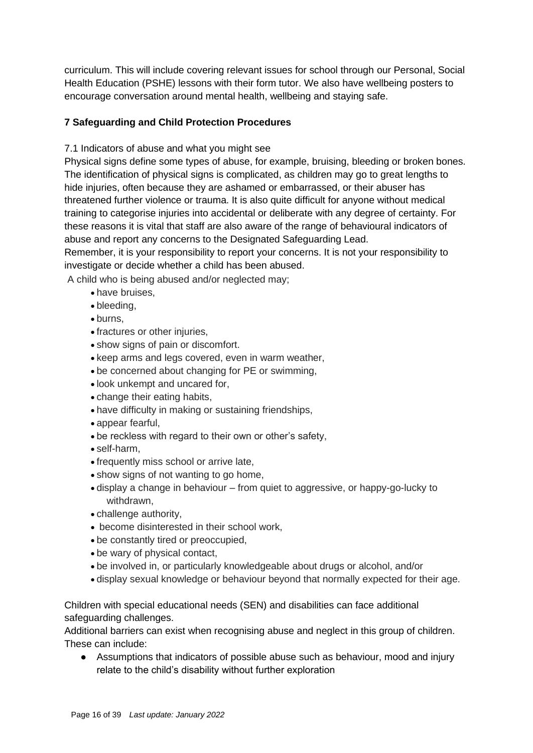curriculum. This will include covering relevant issues for school through our Personal, Social Health Education (PSHE) lessons with their form tutor. We also have wellbeing posters to encourage conversation around mental health, wellbeing and staying safe.

## 7 Safeguarding and Child Protection Procedures

### 7.1 Indicators of abuse and what you might see

Physical signs define some types of abuse, for example, bruising, bleeding or broken bones. The identification of physical signs is complicated, as children may go to great lengths to hide injuries, often because they are ashamed or embarrassed, or their abuser has threatened further violence or trauma. It is also quite difficult for anyone without medical training to categorise injuries into accidental or deliberate with any degree of certainty. For these reasons it is vital that staff are also aware of the range of behavioural indicators of abuse and report any concerns to the Designated Safeguarding Lead.

Remember, it is your responsibility to report your concerns. It is not your responsibility to investigate or decide whether a child has been abused.

A child who is being abused and/or neglected may;

- have bruises,
- bleeding,
- burns,
- fractures or other injuries,
- show signs of pain or discomfort.
- keep arms and legs covered, even in warm weather,
- be concerned about changing for PE or swimming,
- look unkempt and uncared for,
- change their eating habits,
- have difficulty in making or sustaining friendships,
- appear fearful,
- be reckless with regard to their own or other's safety,
- self-harm,
- frequently miss school or arrive late,
- show signs of not wanting to go home,
- display a change in behaviour – from quiet to aggressive, or happy-go-lucky to withdrawn,
- challenge authority,
- become disinterested in their school work,
- be constantly tired or preoccupied,
- be wary of physical contact,
- be involved in, or particularly knowledgeable about drugs or alcohol, and/or
- display sexual knowledge or behaviour beyond that normally expected for their age.

Children with special educational needs (SEN) and disabilities can face additional safeguarding challenges.

Additional barriers can exist when recognising abuse and neglect in this group of children. These can include:

- Assumptions that indicators of possible abuse such as behaviour, mood and injury relate to the child's disability without further exploration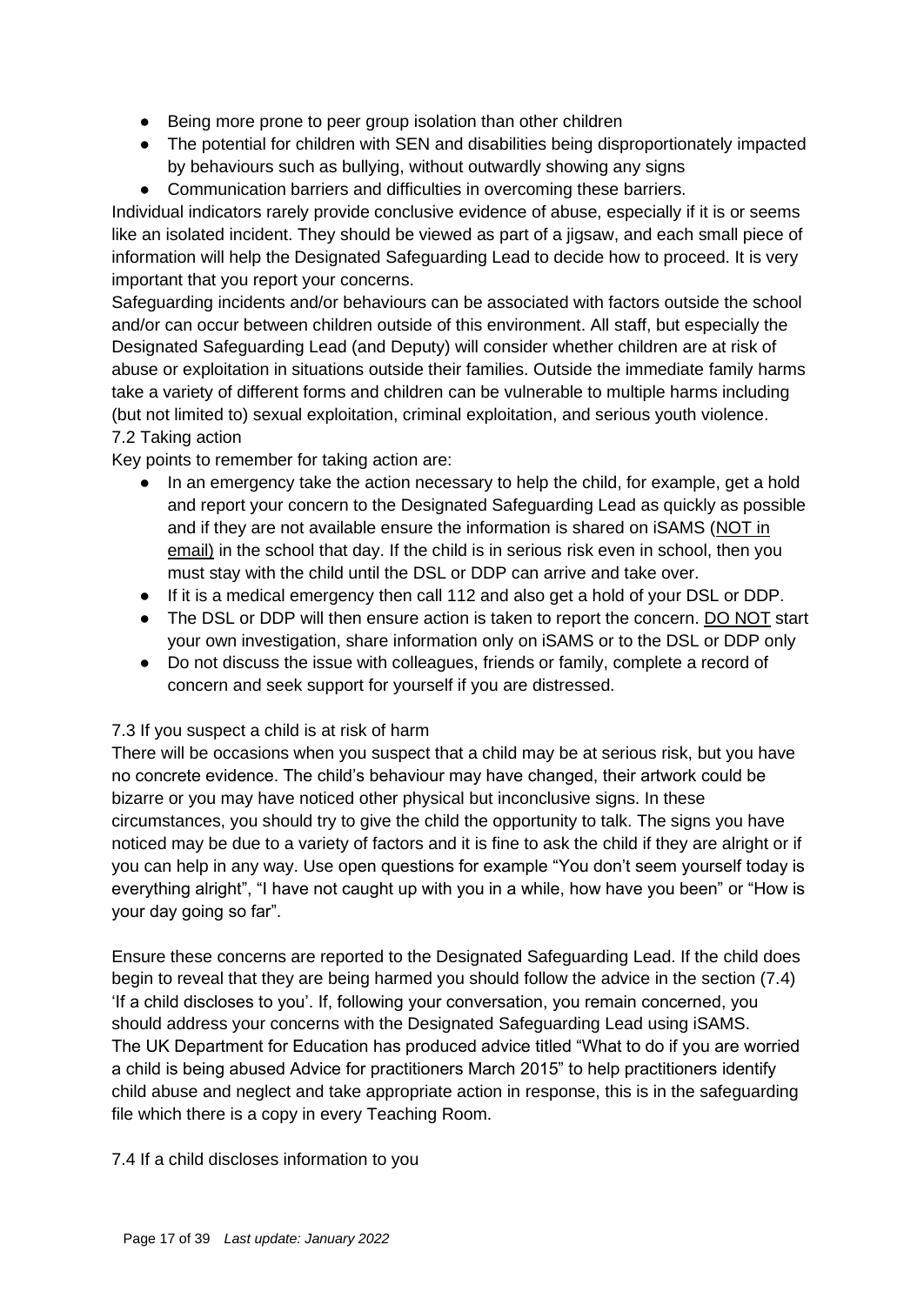- Being more prone to peer group isolation than other children
- The potential for children with SEN and disabilities being disproportionately impacted by behaviours such as bullying, without outwardly showing any signs
- Communication barriers and difficulties in overcoming these barriers.

Individual indicators rarely provide conclusive evidence of abuse, especially if it is or seems like an isolated incident. They should be viewed as part of a jigsaw, and each small piece of information will help the Designated Safeguarding Lead to decide how to proceed. It is very important that you report your concerns.

Safeguarding incidents and/or behaviours can be associated with factors outside the school and/or can occur between children outside of this environment. All staff, but especially the Designated Safeguarding Lead (and Deputy) will consider whether children are at risk of abuse or exploitation in situations outside their families. Outside the immediate family harms take a variety of different forms and children can be vulnerable to multiple harms including (but not limited to) sexual exploitation, criminal exploitation, and serious youth violence.

### 7.2 Taking action

Key points to remember for taking action are:

- In an emergency take the action necessary to help the child, for example, get a hold and report your concern to the Designated Safeguarding Lead as quickly as possible and if they are not available ensure the information is shared on iSAMS (<u>NOT in email</u>) in the school that day. If the child is in serious risk even in school, then you must stay with the child until the DSL or DDP can arrive and take over.
- If it is a medical emergency then call 112 and also get a hold of your DSL or DDP.
- The DSL or DDP will then ensure action is taken to report the concern. <u>DO NOT</u> start your own investigation, share information only on iSAMS or to the DSL or DDP only
- Do not discuss the issue with colleagues, friends or family, complete a record of concern and seek support for yourself if you are distressed.

### 7.3 If you suspect a child is at risk of harm

There will be occasions when you suspect that a child may be at serious risk, but you have no concrete evidence. The child's behaviour may have changed, their artwork could be bizarre or you may have noticed other physical but inconclusive signs. In these circumstances, you should try to give the child the opportunity to talk. The signs you have noticed may be due to a variety of factors and it is fine to ask the child if they are alright or if you can help in any way. Use open questions for example "You don't seem yourself today is everything alright", "I have not caught up with you in a while, how have you been" or "How is your day going so far".

Ensure these concerns are reported to the Designated Safeguarding Lead. If the child does begin to reveal that they are being harmed you should follow the advice in the section (7.4) 'If a child discloses to you'. If, following your conversation, you remain concerned, you should address your concerns with the Designated Safeguarding Lead using iSAMS.

The UK Department for Education has produced advice titled "What to do if you are worried a child is being abused Advice for practitioners March 2015" to help practitioners identify child abuse and neglect and take appropriate action in response, this is in the safeguarding file which there is a copy in every Teaching Room.

### 7.4 If a child discloses information to you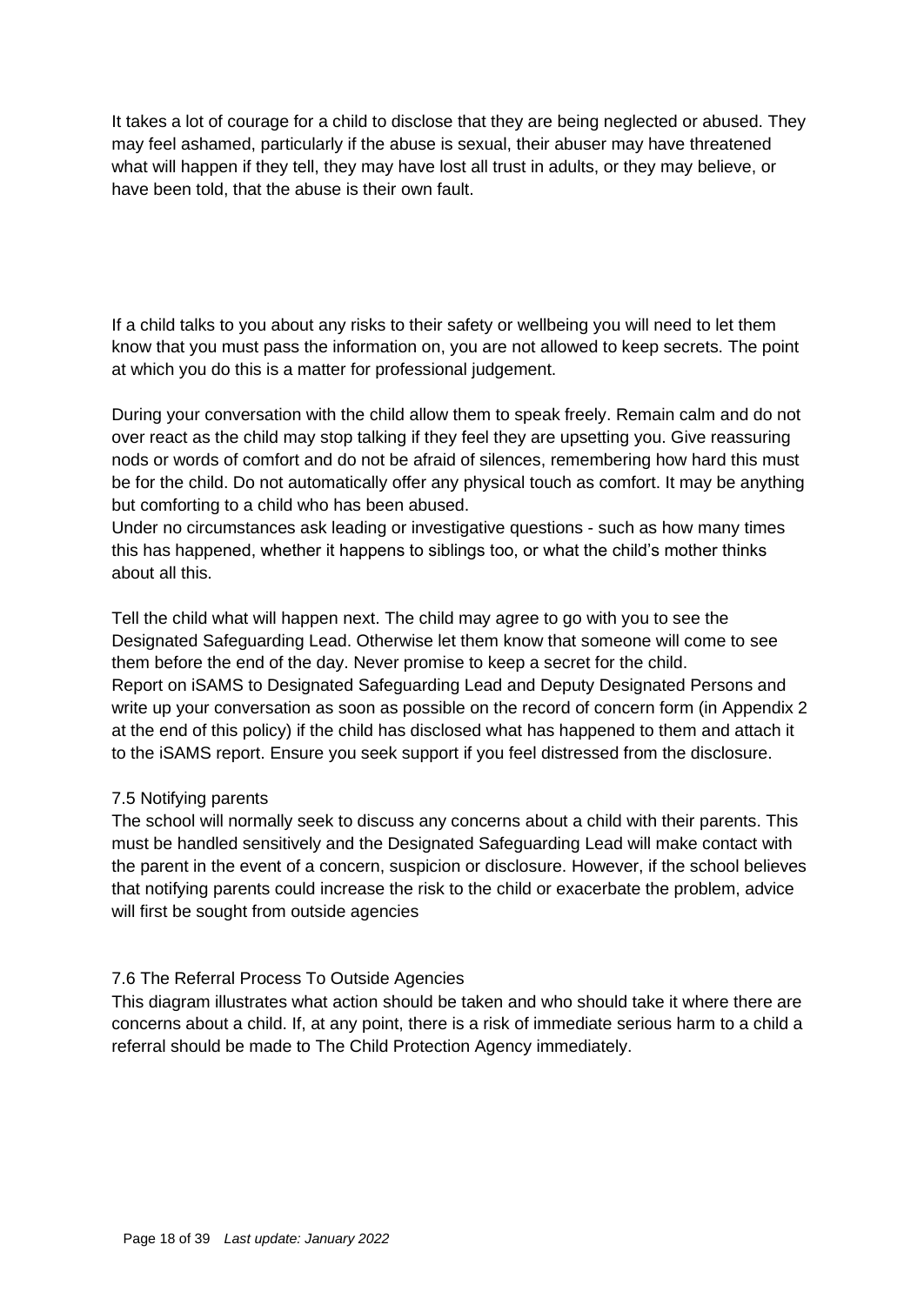It takes a lot of courage for a child to disclose that they are being neglected or abused. They may feel ashamed, particularly if the abuse is sexual, their abuser may have threatened what will happen if they tell, they may have lost all trust in adults, or they may believe, or have been told, that the abuse is their own fault.

If a child talks to you about any risks to their safety or wellbeing you will need to let them know that you must pass the information on, you are not allowed to keep secrets. The point at which you do this is a matter for professional judgement.

During your conversation with the child allow them to speak freely. Remain calm and do not over react as the child may stop talking if they feel they are upsetting you. Give reassuring nods or words of comfort and do not be afraid of silences, remembering how hard this must be for the child. Do not automatically offer any physical touch as comfort. It may be anything but comforting to a child who has been abused.
Under no circumstances ask leading or investigative questions - such as how many times this has happened, whether it happens to siblings too, or what the child's mother thinks about all this.

Tell the child what will happen next. The child may agree to go with you to see the Designated Safeguarding Lead. Otherwise let them know that someone will come to see them before the end of the day. Never promise to keep a secret for the child.
Report on iSAMS to Designated Safeguarding Lead and Deputy Designated Persons and write up your conversation as soon as possible on the record of concern form (in Appendix 2 at the end of this policy) if the child has disclosed what has happened to them and attach it to the iSAMS report. Ensure you seek support if you feel distressed from the disclosure.

### 7.5 Notifying parents

The school will normally seek to discuss any concerns about a child with their parents. This must be handled sensitively and the Designated Safeguarding Lead will make contact with the parent in the event of a concern, suspicion or disclosure. However, if the school believes that notifying parents could increase the risk to the child or exacerbate the problem, advice will first be sought from outside agencies

### 7.6 The Referral Process To Outside Agencies

This diagram illustrates what action should be taken and who should take it where there are concerns about a child. If, at any point, there is a risk of immediate serious harm to a child a referral should be made to The Child Protection Agency immediately.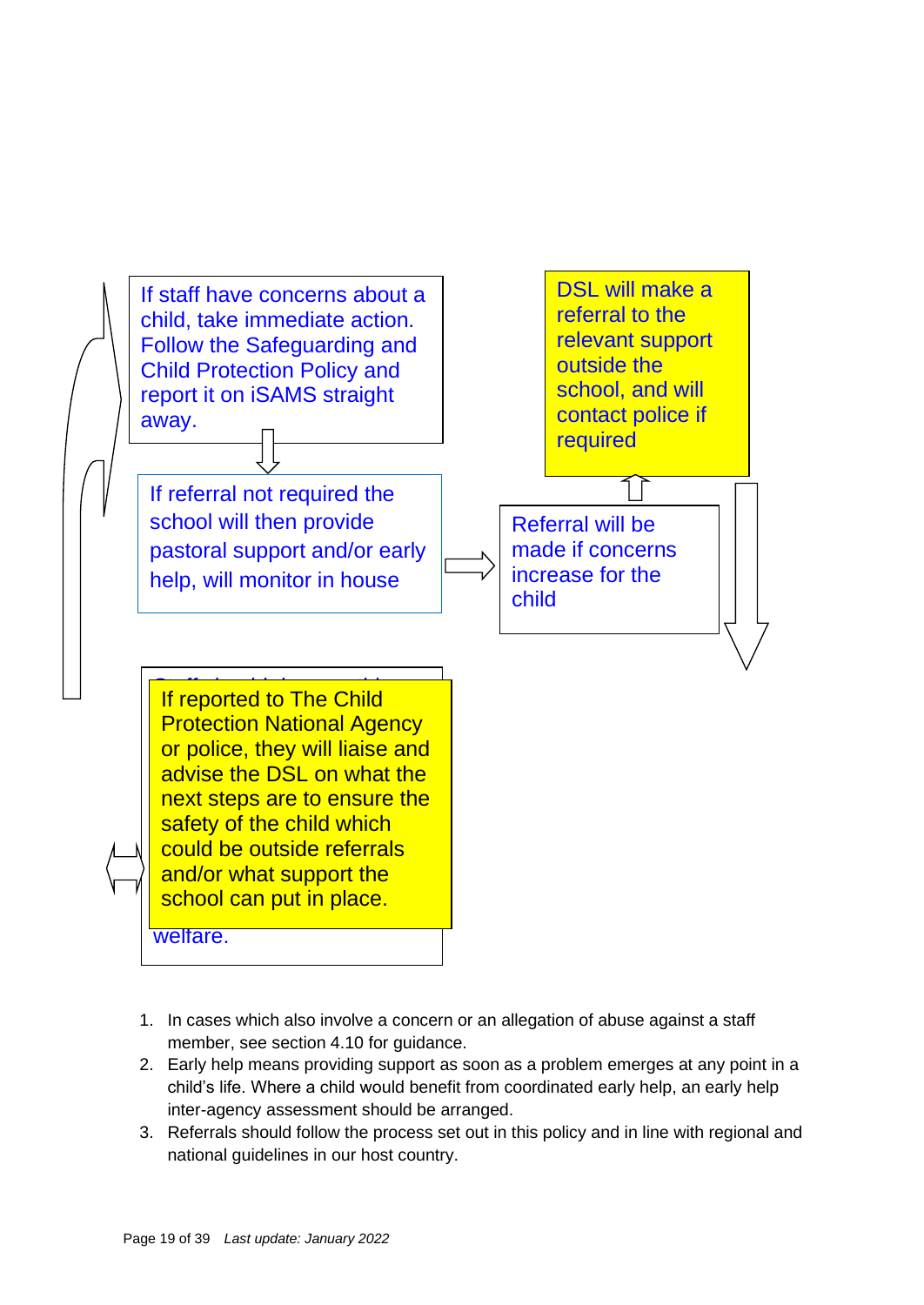If staff have concerns about a child, take immediate action. Follow the Safeguarding and Child Protection Policy and report it on iSAMS straight away.

If referral not required the school will then provide pastoral support and/or early help, will monitor in house

Referral will be made if concerns increase for the child

DSL will make a referral to the relevant support outside the school, and will contact police if required

If reported to The Child Protection National Agency or police, they will liaise and advise the DSL on what the next steps are to ensure the safety of the child which could be outside referrals and/or what support the school can put in place.

welfare.

1. In cases which also involve a concern or an allegation of abuse against a staff member, see section 4.10 for guidance.
2. Early help means providing support as soon as a problem emerges at any point in a child's life. Where a child would benefit from coordinated early help, an early help inter-agency assessment should be arranged.
3. Referrals should follow the process set out in this policy and in line with regional and national guidelines in our host country.

*Last update: January 2022*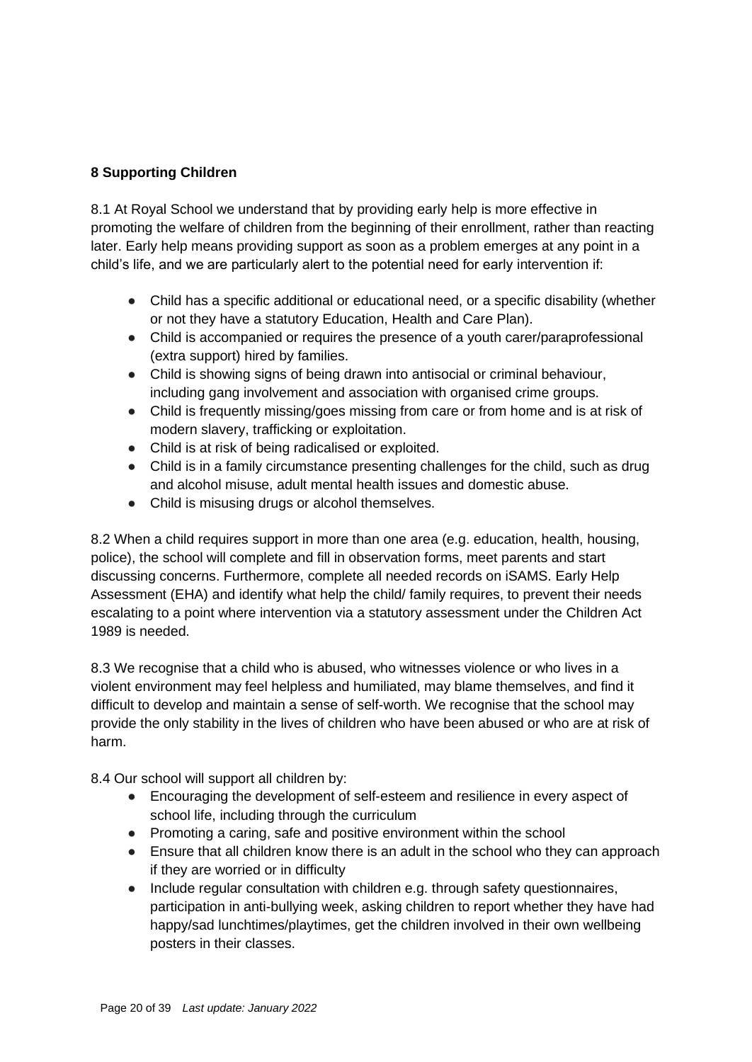**8 Supporting Children**

8.1 At Royal School we understand that by providing early help is more effective in promoting the welfare of children from the beginning of their enrollment, rather than reacting later. Early help means providing support as soon as a problem emerges at any point in a child's life, and we are particularly alert to the potential need for early intervention if:

- Child has a specific additional or educational need, or a specific disability (whether or not they have a statutory Education, Health and Care Plan).
- Child is accompanied or requires the presence of a youth carer/paraprofessional (extra support) hired by families.
- Child is showing signs of being drawn into antisocial or criminal behaviour, including gang involvement and association with organised crime groups.
- Child is frequently missing/goes missing from care or from home and is at risk of modern slavery, trafficking or exploitation.
- Child is at risk of being radicalised or exploited.
- Child is in a family circumstance presenting challenges for the child, such as drug and alcohol misuse, adult mental health issues and domestic abuse.
- Child is misusing drugs or alcohol themselves.

8.2 When a child requires support in more than one area (e.g. education, health, housing, police), the school will complete and fill in observation forms, meet parents and start discussing concerns. Furthermore, complete all needed records on iSAMS. Early Help Assessment (EHA) and identify what help the child/ family requires, to prevent their needs escalating to a point where intervention via a statutory assessment under the Children Act 1989 is needed.

8.3 We recognise that a child who is abused, who witnesses violence or who lives in a violent environment may feel helpless and humiliated, may blame themselves, and find it difficult to develop and maintain a sense of self-worth. We recognise that the school may provide the only stability in the lives of children who have been abused or who are at risk of harm.

8.4 Our school will support all children by:

- Encouraging the development of self-esteem and resilience in every aspect of school life, including through the curriculum
- Promoting a caring, safe and positive environment within the school
- Ensure that all children know there is an adult in the school who they can approach if they are worried or in difficulty
- Include regular consultation with children e.g. through safety questionnaires, participation in anti-bullying week, asking children to report whether they have had happy/sad lunchtimes/playtimes, get the children involved in their own wellbeing posters in their classes.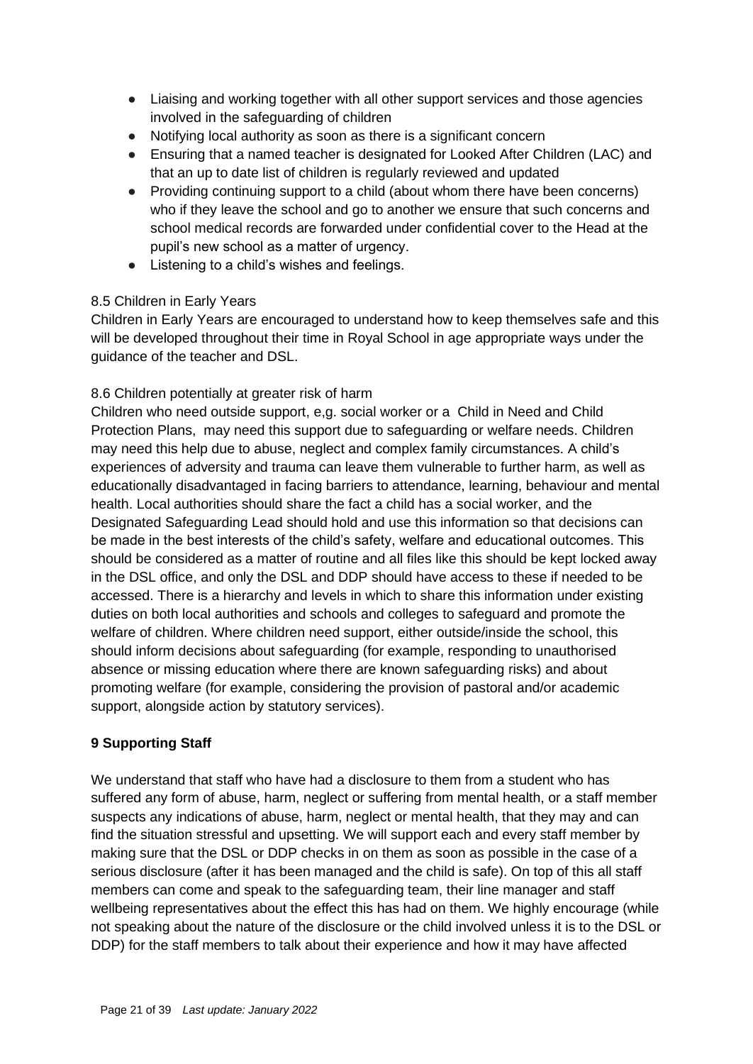- Liaising and working together with all other support services and those agencies involved in the safeguarding of children
- Notifying local authority as soon as there is a significant concern
- Ensuring that a named teacher is designated for Looked After Children (LAC) and that an up to date list of children is regularly reviewed and updated
- Providing continuing support to a child (about whom there have been concerns) who if they leave the school and go to another we ensure that such concerns and school medical records are forwarded under confidential cover to the Head at the pupil's new school as a matter of urgency.
- Listening to a child's wishes and feelings.

8.5 Children in Early Years

Children in Early Years are encouraged to understand how to keep themselves safe and this will be developed throughout their time in Royal School in age appropriate ways under the guidance of the teacher and DSL.

8.6 Children potentially at greater risk of harm

Children who need outside support, e,g. social worker or a Child in Need and Child Protection Plans, may need this support due to safeguarding or welfare needs. Children may need this help due to abuse, neglect and complex family circumstances. A child's experiences of adversity and trauma can leave them vulnerable to further harm, as well as educationally disadvantaged in facing barriers to attendance, learning, behaviour and mental health. Local authorities should share the fact a child has a social worker, and the Designated Safeguarding Lead should hold and use this information so that decisions can be made in the best interests of the child's safety, welfare and educational outcomes. This should be considered as a matter of routine and all files like this should be kept locked away in the DSL office, and only the DSL and DDP should have access to these if needed to be accessed. There is a hierarchy and levels in which to share this information under existing duties on both local authorities and schools and colleges to safeguard and promote the welfare of children. Where children need support, either outside/inside the school, this should inform decisions about safeguarding (for example, responding to unauthorised absence or missing education where there are known safeguarding risks) and about promoting welfare (for example, considering the provision of pastoral and/or academic support, alongside action by statutory services).

## 9 Supporting Staff

We understand that staff who have had a disclosure to them from a student who has suffered any form of abuse, harm, neglect or suffering from mental health, or a staff member suspects any indications of abuse, harm, neglect or mental health, that they may and can find the situation stressful and upsetting. We will support each and every staff member by making sure that the DSL or DDP checks in on them as soon as possible in the case of a serious disclosure (after it has been managed and the child is safe). On top of this all staff members can come and speak to the safeguarding team, their line manager and staff wellbeing representatives about the effect this has had on them. We highly encourage (while not speaking about the nature of the disclosure or the child involved unless it is to the DSL or DDP) for the staff members to talk about their experience and how it may have affected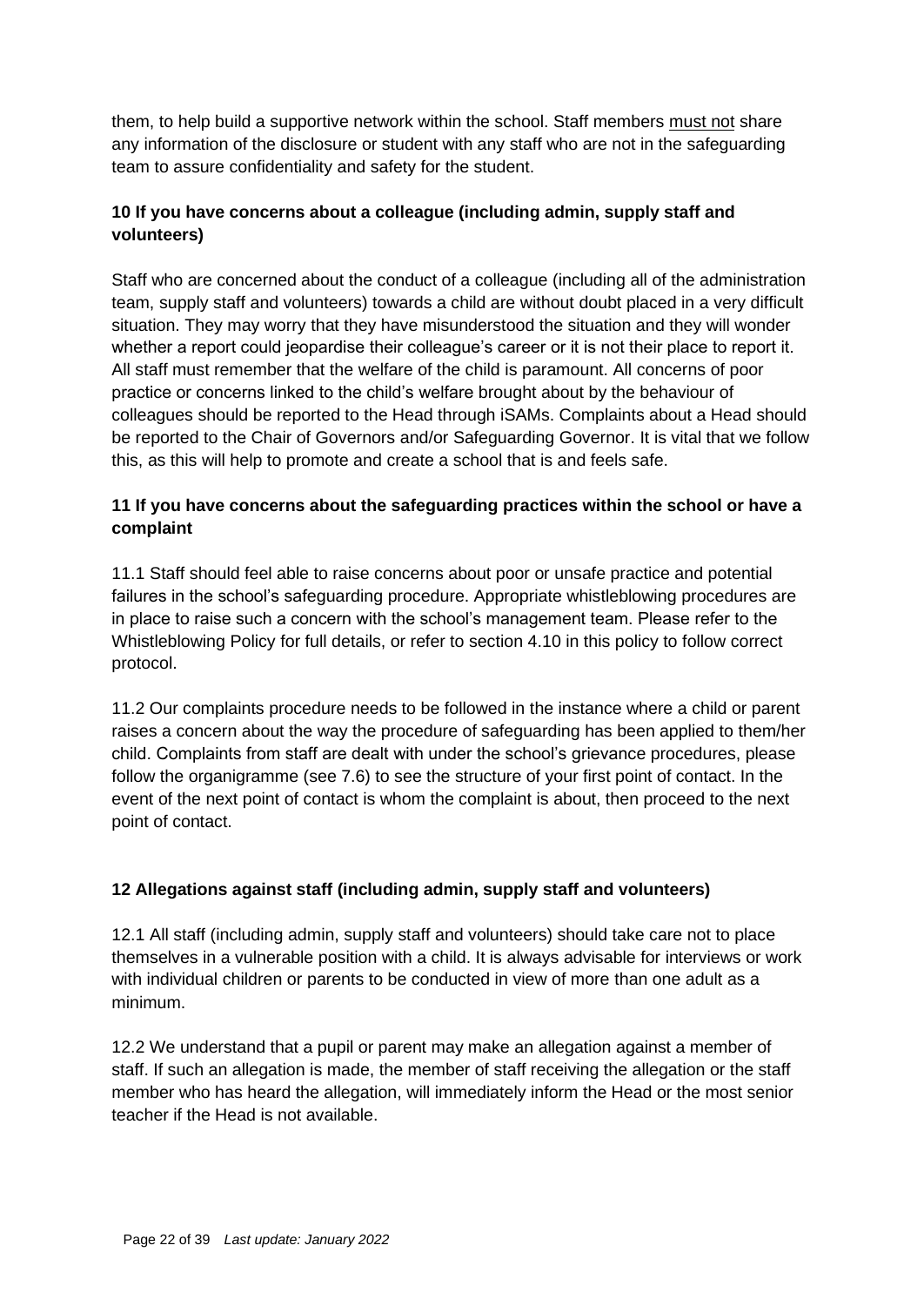them, to help build a supportive network within the school. Staff members <u>must not</u> share any information of the disclosure or student with any staff who are not in the safeguarding team to assure confidentiality and safety for the student.

## 10 If you have concerns about a colleague (including admin, supply staff and volunteers)

Staff who are concerned about the conduct of a colleague (including all of the administration team, supply staff and volunteers) towards a child are without doubt placed in a very difficult situation. They may worry that they have misunderstood the situation and they will wonder whether a report could jeopardise their colleague's career or it is not their place to report it. All staff must remember that the welfare of the child is paramount. All concerns of poor practice or concerns linked to the child's welfare brought about by the behaviour of colleagues should be reported to the Head through iSAMs. Complaints about a Head should be reported to the Chair of Governors and/or Safeguarding Governor. It is vital that we follow this, as this will help to promote and create a school that is and feels safe.

## 11 If you have concerns about the safeguarding practices within the school or have a complaint

11.1 Staff should feel able to raise concerns about poor or unsafe practice and potential failures in the school's safeguarding procedure. Appropriate whistleblowing procedures are in place to raise such a concern with the school's management team. Please refer to the Whistleblowing Policy for full details, or refer to section 4.10 in this policy to follow correct protocol.

11.2 Our complaints procedure needs to be followed in the instance where a child or parent raises a concern about the way the procedure of safeguarding has been applied to them/her child. Complaints from staff are dealt with under the school's grievance procedures, please follow the organigramme (see 7.6) to see the structure of your first point of contact. In the event of the next point of contact is whom the complaint is about, then proceed to the next point of contact.

## 12 Allegations against staff (including admin, supply staff and volunteers)

12.1 All staff (including admin, supply staff and volunteers) should take care not to place themselves in a vulnerable position with a child. It is always advisable for interviews or work with individual children or parents to be conducted in view of more than one adult as a minimum.

12.2 We understand that a pupil or parent may make an allegation against a member of staff. If such an allegation is made, the member of staff receiving the allegation or the staff member who has heard the allegation, will immediately inform the Head or the most senior teacher if the Head is not available.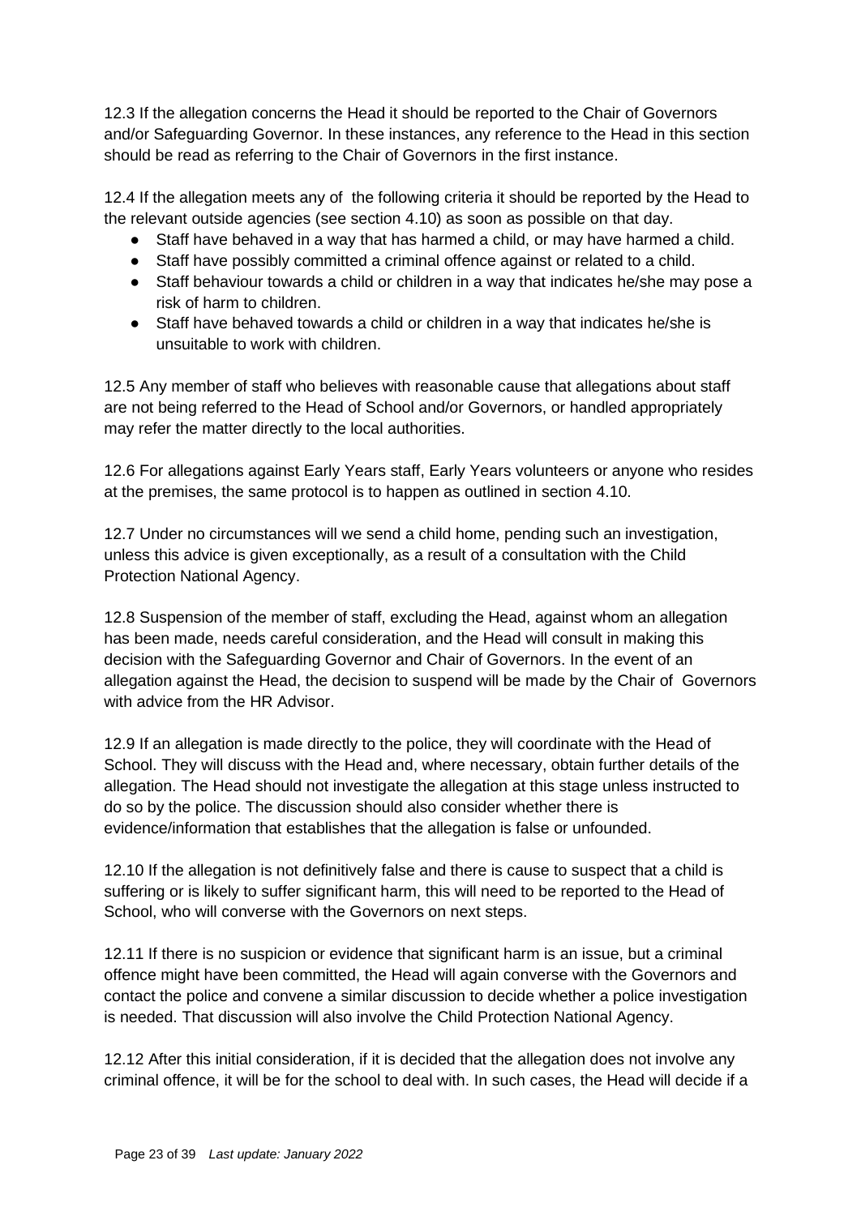12.3 If the allegation concerns the Head it should be reported to the Chair of Governors and/or Safeguarding Governor. In these instances, any reference to the Head in this section should be read as referring to the Chair of Governors in the first instance.

12.4 If the allegation meets any of the following criteria it should be reported by the Head to the relevant outside agencies (see section 4.10) as soon as possible on that day.

- Staff have behaved in a way that has harmed a child, or may have harmed a child.
- Staff have possibly committed a criminal offence against or related to a child.
- Staff behaviour towards a child or children in a way that indicates he/she may pose a risk of harm to children.
- Staff have behaved towards a child or children in a way that indicates he/she is unsuitable to work with children.

12.5 Any member of staff who believes with reasonable cause that allegations about staff are not being referred to the Head of School and/or Governors, or handled appropriately may refer the matter directly to the local authorities.

12.6 For allegations against Early Years staff, Early Years volunteers or anyone who resides at the premises, the same protocol is to happen as outlined in section 4.10.

12.7 Under no circumstances will we send a child home, pending such an investigation, unless this advice is given exceptionally, as a result of a consultation with the Child Protection National Agency.

12.8 Suspension of the member of staff, excluding the Head, against whom an allegation has been made, needs careful consideration, and the Head will consult in making this decision with the Safeguarding Governor and Chair of Governors. In the event of an allegation against the Head, the decision to suspend will be made by the Chair of Governors with advice from the HR Advisor.

12.9 If an allegation is made directly to the police, they will coordinate with the Head of School. They will discuss with the Head and, where necessary, obtain further details of the allegation. The Head should not investigate the allegation at this stage unless instructed to do so by the police. The discussion should also consider whether there is evidence/information that establishes that the allegation is false or unfounded.

12.10 If the allegation is not definitively false and there is cause to suspect that a child is suffering or is likely to suffer significant harm, this will need to be reported to the Head of School, who will converse with the Governors on next steps.

12.11 If there is no suspicion or evidence that significant harm is an issue, but a criminal offence might have been committed, the Head will again converse with the Governors and contact the police and convene a similar discussion to decide whether a police investigation is needed. That discussion will also involve the Child Protection National Agency.

12.12 After this initial consideration, if it is decided that the allegation does not involve any criminal offence, it will be for the school to deal with. In such cases, the Head will decide if a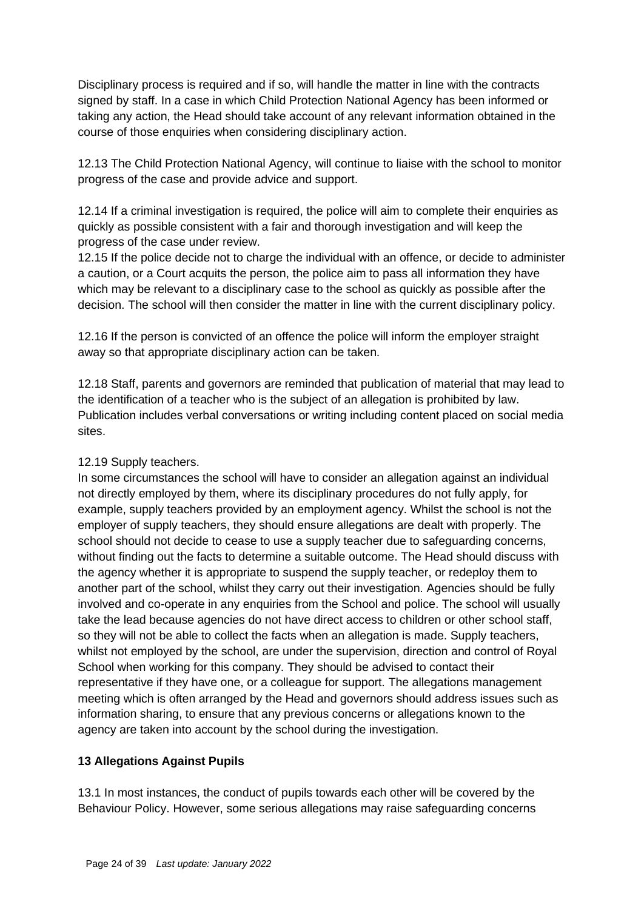Disciplinary process is required and if so, will handle the matter in line with the contracts signed by staff. In a case in which Child Protection National Agency has been informed or taking any action, the Head should take account of any relevant information obtained in the course of those enquiries when considering disciplinary action.

12.13 The Child Protection National Agency, will continue to liaise with the school to monitor progress of the case and provide advice and support.

12.14 If a criminal investigation is required, the police will aim to complete their enquiries as quickly as possible consistent with a fair and thorough investigation and will keep the progress of the case under review.
12.15 If the police decide not to charge the individual with an offence, or decide to administer a caution, or a Court acquits the person, the police aim to pass all information they have which may be relevant to a disciplinary case to the school as quickly as possible after the decision. The school will then consider the matter in line with the current disciplinary policy.

12.16 If the person is convicted of an offence the police will inform the employer straight away so that appropriate disciplinary action can be taken.

12.18 Staff, parents and governors are reminded that publication of material that may lead to the identification of a teacher who is the subject of an allegation is prohibited by law. Publication includes verbal conversations or writing including content placed on social media sites.

12.19 Supply teachers.
In some circumstances the school will have to consider an allegation against an individual not directly employed by them, where its disciplinary procedures do not fully apply, for example, supply teachers provided by an employment agency. Whilst the school is not the employer of supply teachers, they should ensure allegations are dealt with properly. The school should not decide to cease to use a supply teacher due to safeguarding concerns, without finding out the facts to determine a suitable outcome. The Head should discuss with the agency whether it is appropriate to suspend the supply teacher, or redeploy them to another part of the school, whilst they carry out their investigation. Agencies should be fully involved and co-operate in any enquiries from the School and police. The school will usually take the lead because agencies do not have direct access to children or other school staff, so they will not be able to collect the facts when an allegation is made. Supply teachers, whilst not employed by the school, are under the supervision, direction and control of Royal School when working for this company. They should be advised to contact their representative if they have one, or a colleague for support. The allegations management meeting which is often arranged by the Head and governors should address issues such as information sharing, to ensure that any previous concerns or allegations known to the agency are taken into account by the school during the investigation.

**13 Allegations Against Pupils**

13.1 In most instances, the conduct of pupils towards each other will be covered by the Behaviour Policy. However, some serious allegations may raise safeguarding concerns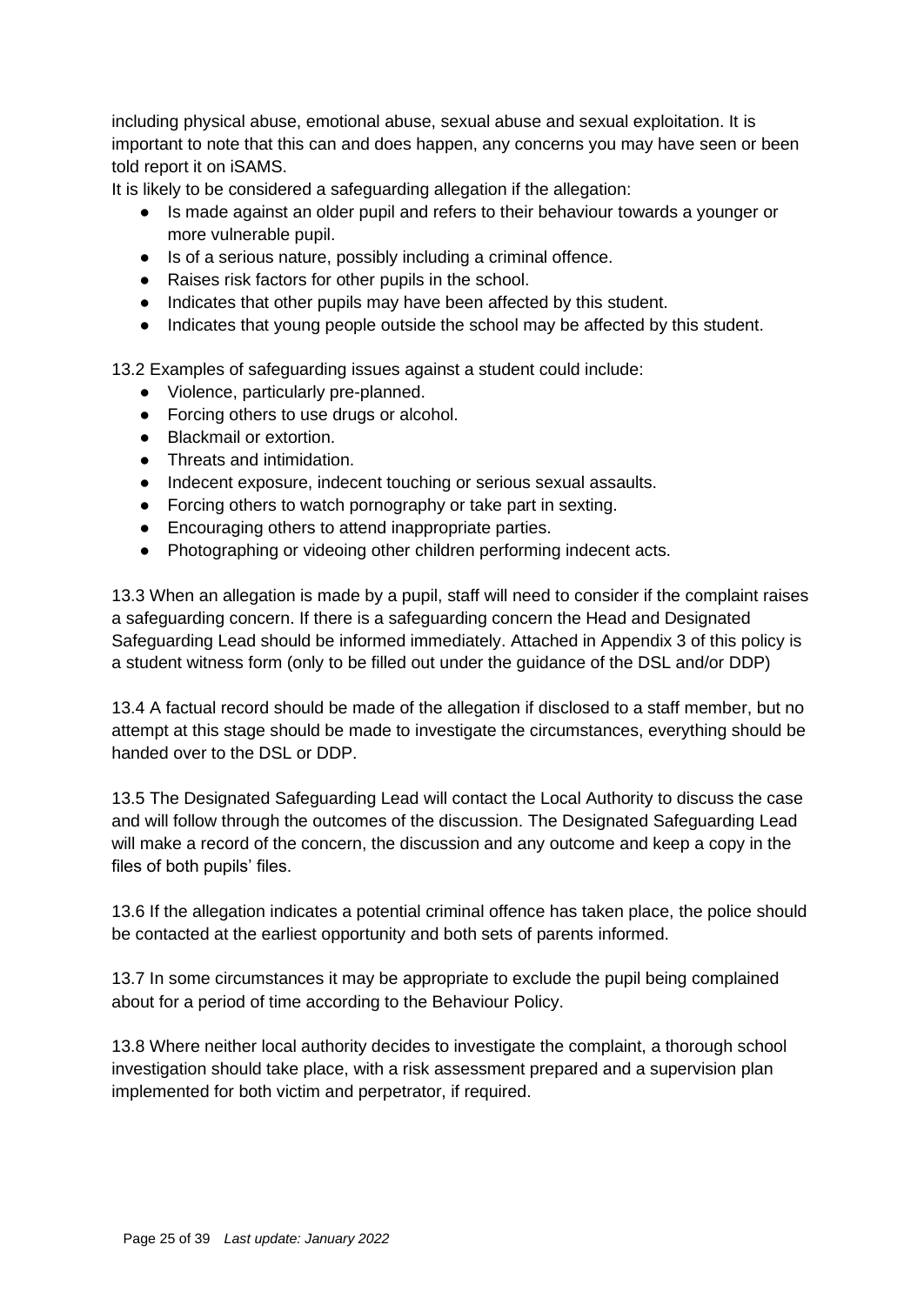including physical abuse, emotional abuse, sexual abuse and sexual exploitation. It is important to note that this can and does happen, any concerns you may have seen or been told report it on iSAMS.

It is likely to be considered a safeguarding allegation if the allegation:

- Is made against an older pupil and refers to their behaviour towards a younger or more vulnerable pupil.
- Is of a serious nature, possibly including a criminal offence.
- Raises risk factors for other pupils in the school.
- Indicates that other pupils may have been affected by this student.
- Indicates that young people outside the school may be affected by this student.

13.2 Examples of safeguarding issues against a student could include:

- Violence, particularly pre-planned.
- Forcing others to use drugs or alcohol.
- Blackmail or extortion.
- Threats and intimidation.
- Indecent exposure, indecent touching or serious sexual assaults.
- Forcing others to watch pornography or take part in sexting.
- Encouraging others to attend inappropriate parties.
- Photographing or videoing other children performing indecent acts.

13.3 When an allegation is made by a pupil, staff will need to consider if the complaint raises a safeguarding concern. If there is a safeguarding concern the Head and Designated Safeguarding Lead should be informed immediately. Attached in Appendix 3 of this policy is a student witness form (only to be filled out under the guidance of the DSL and/or DDP)

13.4 A factual record should be made of the allegation if disclosed to a staff member, but no attempt at this stage should be made to investigate the circumstances, everything should be handed over to the DSL or DDP.

13.5 The Designated Safeguarding Lead will contact the Local Authority to discuss the case and will follow through the outcomes of the discussion. The Designated Safeguarding Lead will make a record of the concern, the discussion and any outcome and keep a copy in the files of both pupils' files.

13.6 If the allegation indicates a potential criminal offence has taken place, the police should be contacted at the earliest opportunity and both sets of parents informed.

13.7 In some circumstances it may be appropriate to exclude the pupil being complained about for a period of time according to the Behaviour Policy.

13.8 Where neither local authority decides to investigate the complaint, a thorough school investigation should take place, with a risk assessment prepared and a supervision plan implemented for both victim and perpetrator, if required.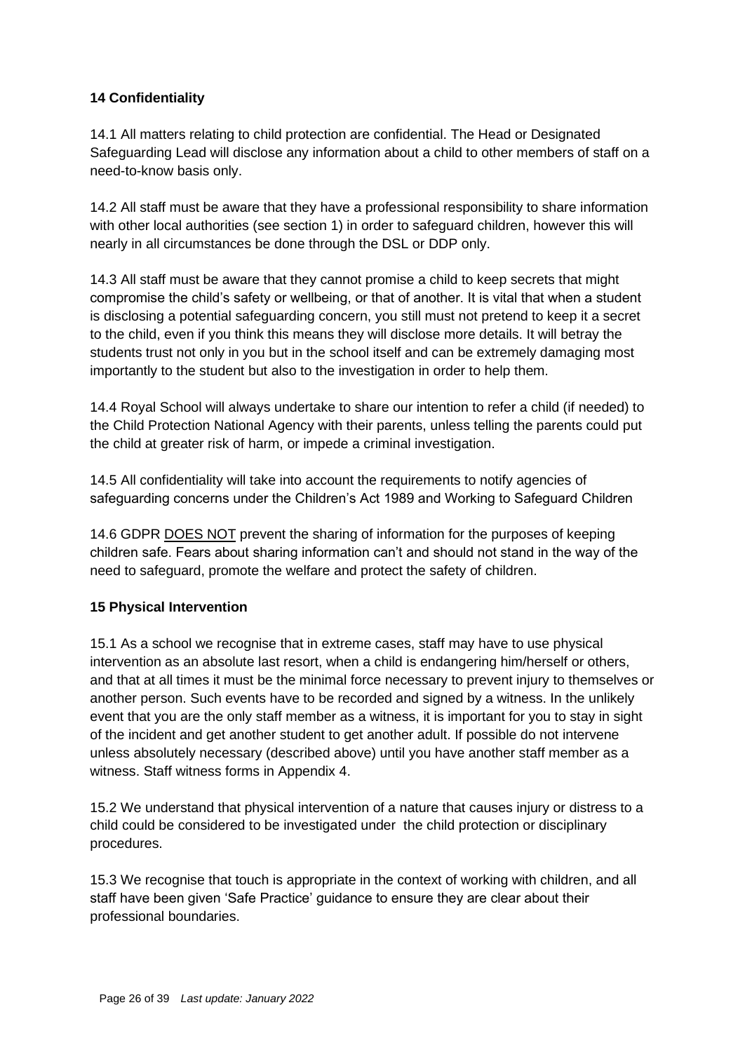**14 Confidentiality**

14.1 All matters relating to child protection are confidential. The Head or Designated Safeguarding Lead will disclose any information about a child to other members of staff on a need-to-know basis only.

14.2 All staff must be aware that they have a professional responsibility to share information with other local authorities (see section 1) in order to safeguard children, however this will nearly in all circumstances be done through the DSL or DDP only.

14.3 All staff must be aware that they cannot promise a child to keep secrets that might compromise the child's safety or wellbeing, or that of another. It is vital that when a student is disclosing a potential safeguarding concern, you still must not pretend to keep it a secret to the child, even if you think this means they will disclose more details. It will betray the students trust not only in you but in the school itself and can be extremely damaging most importantly to the student but also to the investigation in order to help them.

14.4 Royal School will always undertake to share our intention to refer a child (if needed) to the Child Protection National Agency with their parents, unless telling the parents could put the child at greater risk of harm, or impede a criminal investigation.

14.5 All confidentiality will take into account the requirements to notify agencies of safeguarding concerns under the Children's Act 1989 and Working to Safeguard Children

14.6 GDPR <u>DOES NOT</u> prevent the sharing of information for the purposes of keeping children safe. Fears about sharing information can't and should not stand in the way of the need to safeguard, promote the welfare and protect the safety of children.

**15 Physical Intervention**

15.1 As a school we recognise that in extreme cases, staff may have to use physical intervention as an absolute last resort, when a child is endangering him/herself or others, and that at all times it must be the minimal force necessary to prevent injury to themselves or another person. Such events have to be recorded and signed by a witness. In the unlikely event that you are the only staff member as a witness, it is important for you to stay in sight of the incident and get another student to get another adult. If possible do not intervene unless absolutely necessary (described above) until you have another staff member as a witness. Staff witness forms in Appendix 4.

15.2 We understand that physical intervention of a nature that causes injury or distress to a child could be considered to be investigated under the child protection or disciplinary procedures.

15.3 We recognise that touch is appropriate in the context of working with children, and all staff have been given 'Safe Practice' guidance to ensure they are clear about their professional boundaries.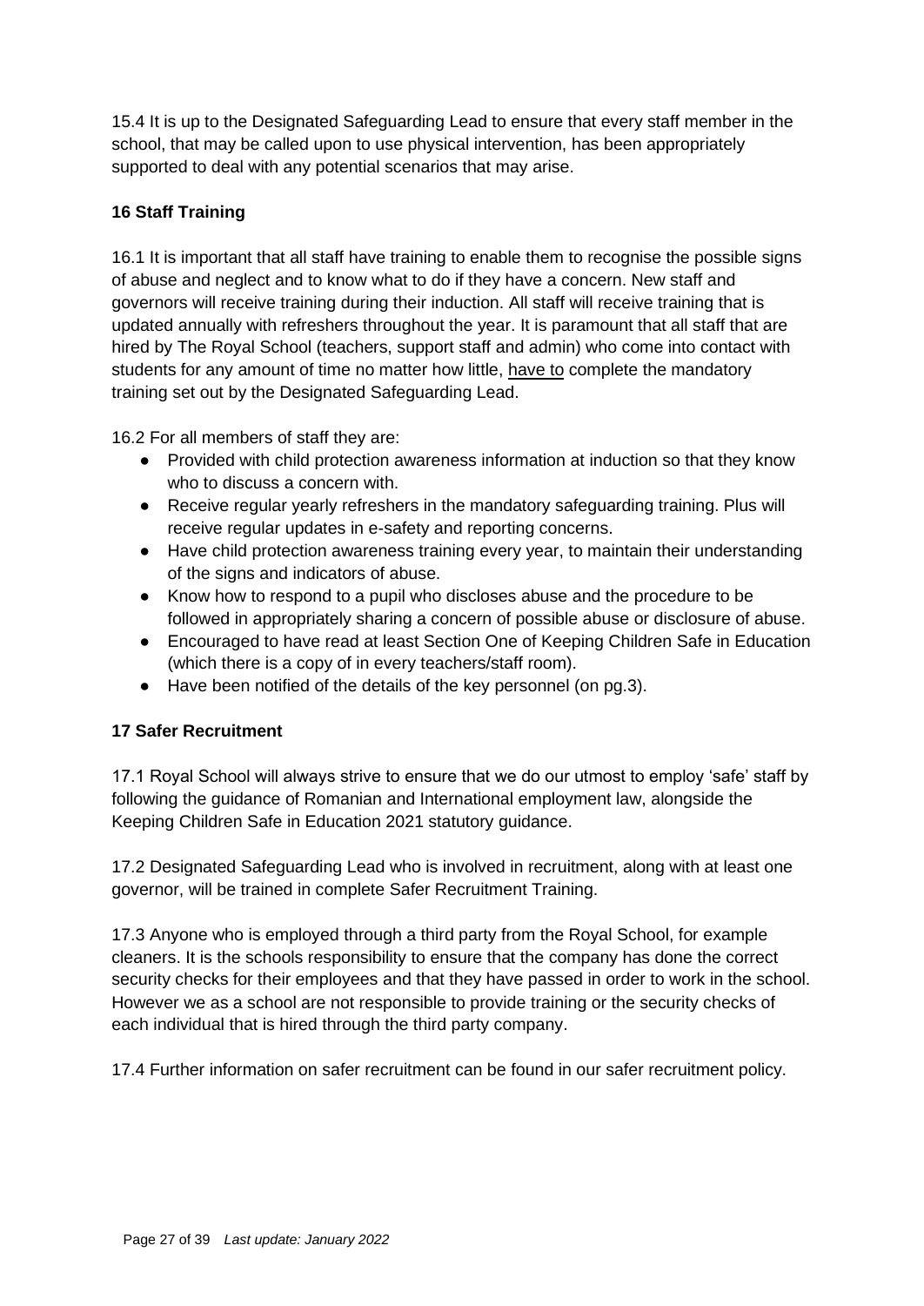15.4 It is up to the Designated Safeguarding Lead to ensure that every staff member in the school, that may be called upon to use physical intervention, has been appropriately supported to deal with any potential scenarios that may arise.

**16 Staff Training**

16.1 It is important that all staff have training to enable them to recognise the possible signs of abuse and neglect and to know what to do if they have a concern. New staff and governors will receive training during their induction. All staff will receive training that is updated annually with refreshers throughout the year. It is paramount that all staff that are hired by The Royal School (teachers, support staff and admin) who come into contact with students for any amount of time no matter how little, <u>have to</u> complete the mandatory training set out by the Designated Safeguarding Lead.

16.2 For all members of staff they are:

- Provided with child protection awareness information at induction so that they know who to discuss a concern with.
- Receive regular yearly refreshers in the mandatory safeguarding training. Plus will receive regular updates in e-safety and reporting concerns.
- Have child protection awareness training every year, to maintain their understanding of the signs and indicators of abuse.
- Know how to respond to a pupil who discloses abuse and the procedure to be followed in appropriately sharing a concern of possible abuse or disclosure of abuse.
- Encouraged to have read at least Section One of Keeping Children Safe in Education (which there is a copy of in every teachers/staff room).
- Have been notified of the details of the key personnel (on pg.3).

**17 Safer Recruitment**

17.1 Royal School will always strive to ensure that we do our utmost to employ 'safe' staff by following the guidance of Romanian and International employment law, alongside the Keeping Children Safe in Education 2021 statutory guidance.

17.2 Designated Safeguarding Lead who is involved in recruitment, along with at least one governor, will be trained in complete Safer Recruitment Training.

17.3 Anyone who is employed through a third party from the Royal School, for example cleaners. It is the schools responsibility to ensure that the company has done the correct security checks for their employees and that they have passed in order to work in the school. However we as a school are not responsible to provide training or the security checks of each individual that is hired through the third party company.

17.4 Further information on safer recruitment can be found in our safer recruitment policy.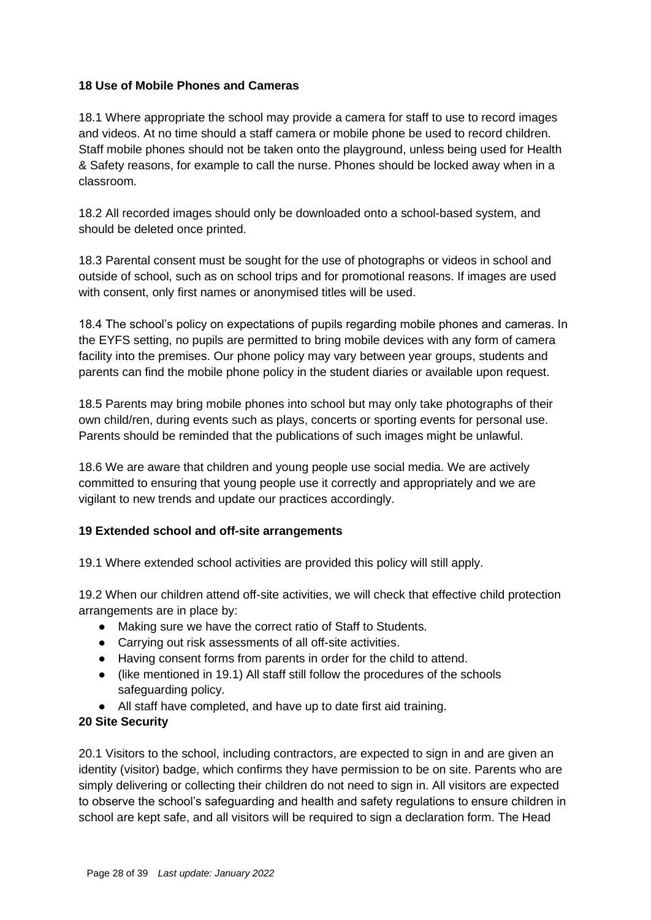**18 Use of Mobile Phones and Cameras**

18.1 Where appropriate the school may provide a camera for staff to use to record images and videos. At no time should a staff camera or mobile phone be used to record children. Staff mobile phones should not be taken onto the playground, unless being used for Health & Safety reasons, for example to call the nurse. Phones should be locked away when in a classroom.

18.2 All recorded images should only be downloaded onto a school-based system, and should be deleted once printed.

18.3 Parental consent must be sought for the use of photographs or videos in school and outside of school, such as on school trips and for promotional reasons. If images are used with consent, only first names or anonymised titles will be used.

18.4 The school's policy on expectations of pupils regarding mobile phones and cameras. In the EYFS setting, no pupils are permitted to bring mobile devices with any form of camera facility into the premises. Our phone policy may vary between year groups, students and parents can find the mobile phone policy in the student diaries or available upon request.

18.5 Parents may bring mobile phones into school but may only take photographs of their own child/ren, during events such as plays, concerts or sporting events for personal use. Parents should be reminded that the publications of such images might be unlawful.

18.6 We are aware that children and young people use social media. We are actively committed to ensuring that young people use it correctly and appropriately and we are vigilant to new trends and update our practices accordingly.

**19 Extended school and off-site arrangements**

19.1 Where extended school activities are provided this policy will still apply.

19.2 When our children attend off-site activities, we will check that effective child protection arrangements are in place by:

- Making sure we have the correct ratio of Staff to Students.
- Carrying out risk assessments of all off-site activities.
- Having consent forms from parents in order for the child to attend.
- (like mentioned in 19.1) All staff still follow the procedures of the schools safeguarding policy.
- All staff have completed, and have up to date first aid training.

**20 Site Security**

20.1 Visitors to the school, including contractors, are expected to sign in and are given an identity (visitor) badge, which confirms they have permission to be on site. Parents who are simply delivering or collecting their children do not need to sign in. All visitors are expected to observe the school's safeguarding and health and safety regulations to ensure children in school are kept safe, and all visitors will be required to sign a declaration form. The Head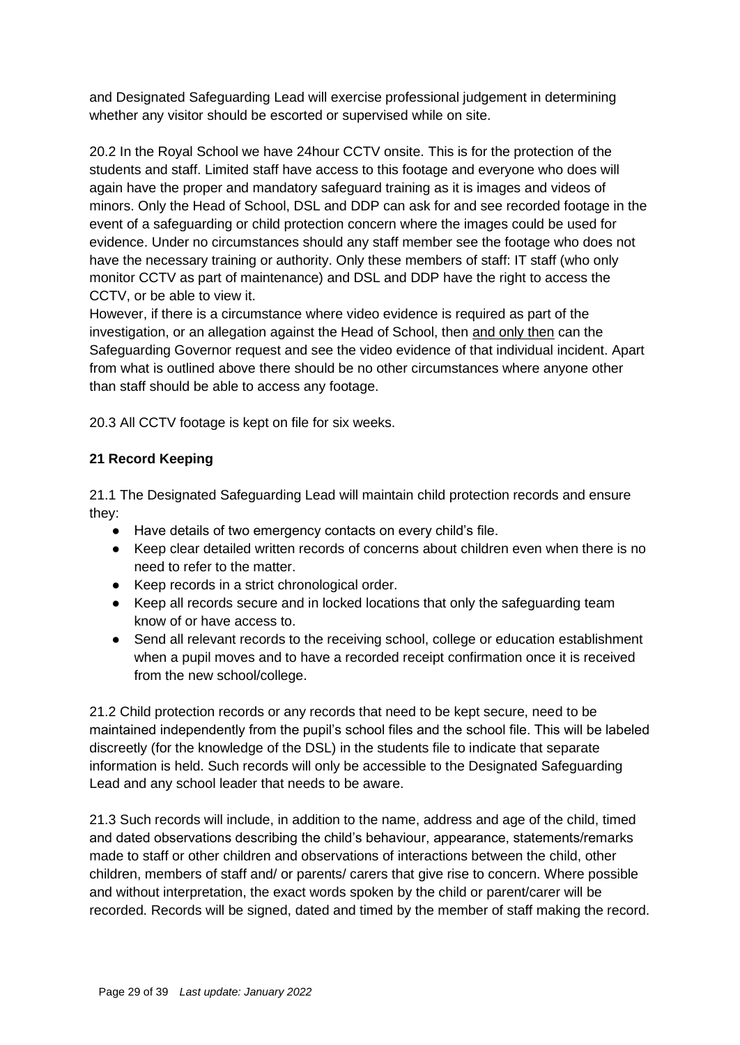and Designated Safeguarding Lead will exercise professional judgement in determining whether any visitor should be escorted or supervised while on site.

20.2 In the Royal School we have 24hour CCTV onsite. This is for the protection of the students and staff. Limited staff have access to this footage and everyone who does will again have the proper and mandatory safeguard training as it is images and videos of minors. Only the Head of School, DSL and DDP can ask for and see recorded footage in the event of a safeguarding or child protection concern where the images could be used for evidence. Under no circumstances should any staff member see the footage who does not have the necessary training or authority. Only these members of staff: IT staff (who only monitor CCTV as part of maintenance) and DSL and DDP have the right to access the CCTV, or be able to view it.
However, if there is a circumstance where video evidence is required as part of the investigation, or an allegation against the Head of School, then and only then can the Safeguarding Governor request and see the video evidence of that individual incident. Apart from what is outlined above there should be no other circumstances where anyone other than staff should be able to access any footage.

20.3 All CCTV footage is kept on file for six weeks.

**21 Record Keeping**

21.1 The Designated Safeguarding Lead will maintain child protection records and ensure they:

- Have details of two emergency contacts on every child's file.
- Keep clear detailed written records of concerns about children even when there is no need to refer to the matter.
- Keep records in a strict chronological order.
- Keep all records secure and in locked locations that only the safeguarding team know of or have access to.
- Send all relevant records to the receiving school, college or education establishment when a pupil moves and to have a recorded receipt confirmation once it is received from the new school/college.

21.2 Child protection records or any records that need to be kept secure, need to be maintained independently from the pupil's school files and the school file. This will be labeled discreetly (for the knowledge of the DSL) in the students file to indicate that separate information is held. Such records will only be accessible to the Designated Safeguarding Lead and any school leader that needs to be aware.

21.3 Such records will include, in addition to the name, address and age of the child, timed and dated observations describing the child's behaviour, appearance, statements/remarks made to staff or other children and observations of interactions between the child, other children, members of staff and/ or parents/ carers that give rise to concern. Where possible and without interpretation, the exact words spoken by the child or parent/carer will be recorded. Records will be signed, dated and timed by the member of staff making the record.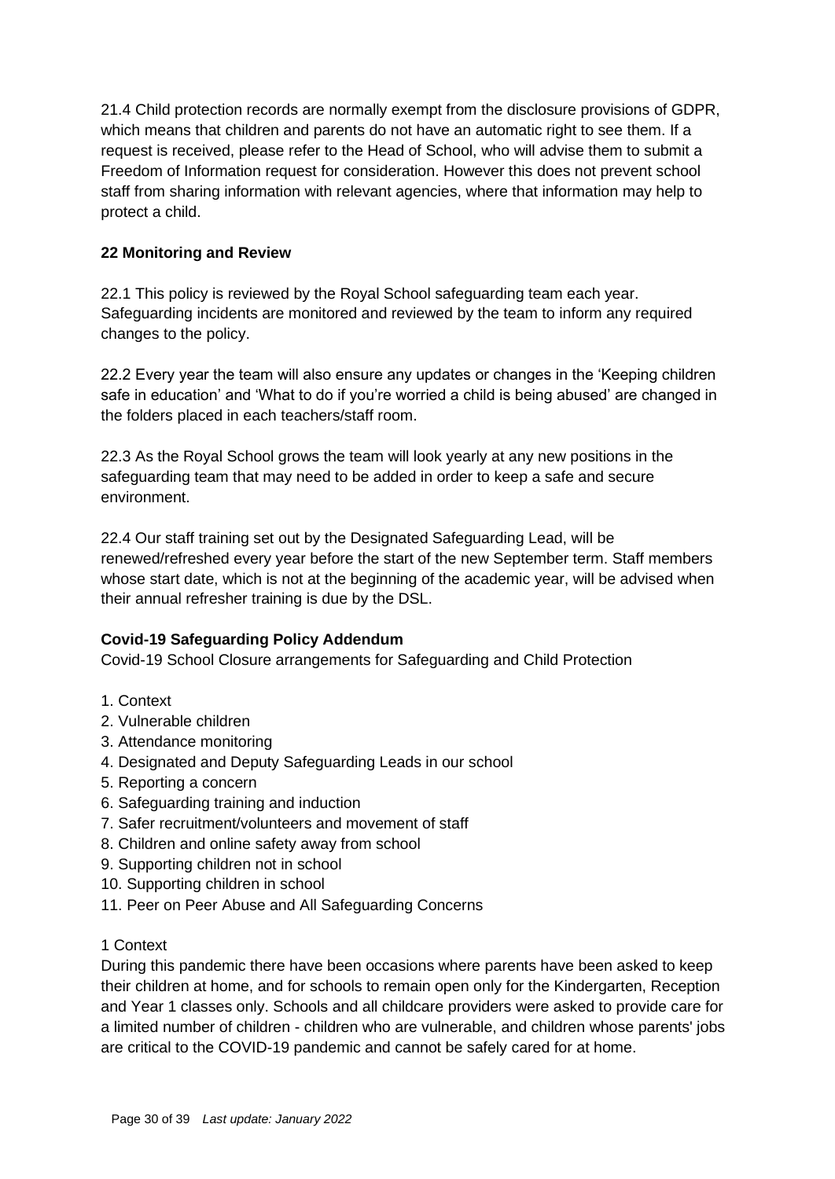21.4 Child protection records are normally exempt from the disclosure provisions of GDPR, which means that children and parents do not have an automatic right to see them. If a request is received, please refer to the Head of School, who will advise them to submit a Freedom of Information request for consideration. However this does not prevent school staff from sharing information with relevant agencies, where that information may help to protect a child.

## 22 Monitoring and Review

22.1 This policy is reviewed by the Royal School safeguarding team each year. Safeguarding incidents are monitored and reviewed by the team to inform any required changes to the policy.

22.2 Every year the team will also ensure any updates or changes in the 'Keeping children safe in education' and 'What to do if you're worried a child is being abused' are changed in the folders placed in each teachers/staff room.

22.3 As the Royal School grows the team will look yearly at any new positions in the safeguarding team that may need to be added in order to keep a safe and secure environment.

22.4 Our staff training set out by the Designated Safeguarding Lead, will be renewed/refreshed every year before the start of the new September term. Staff members whose start date, which is not at the beginning of the academic year, will be advised when their annual refresher training is due by the DSL.

## Covid-19 Safeguarding Policy Addendum

Covid-19 School Closure arrangements for Safeguarding and Child Protection

1. Context
2. Vulnerable children
3. Attendance monitoring
4. Designated and Deputy Safeguarding Leads in our school
5. Reporting a concern
6. Safeguarding training and induction
7. Safer recruitment/volunteers and movement of staff
8. Children and online safety away from school
9. Supporting children not in school
10. Supporting children in school
11. Peer on Peer Abuse and All Safeguarding Concerns

1 Context

During this pandemic there have been occasions where parents have been asked to keep their children at home, and for schools to remain open only for the Kindergarten, Reception and Year 1 classes only. Schools and all childcare providers were asked to provide care for a limited number of children - children who are vulnerable, and children whose parents' jobs are critical to the COVID-19 pandemic and cannot be safely cared for at home.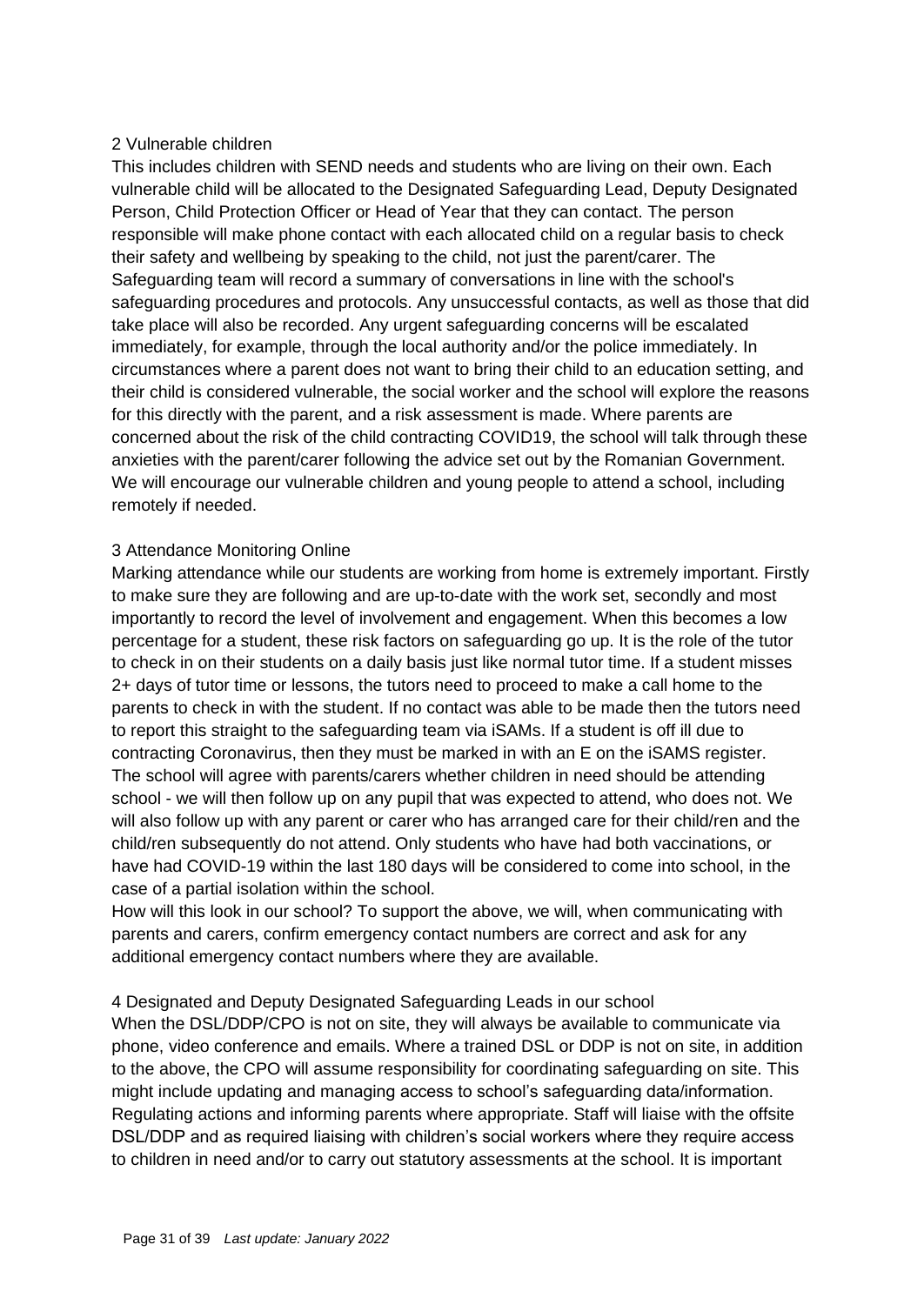## 2 Vulnerable children

This includes children with SEND needs and students who are living on their own. Each vulnerable child will be allocated to the Designated Safeguarding Lead, Deputy Designated Person, Child Protection Officer or Head of Year that they can contact. The person responsible will make phone contact with each allocated child on a regular basis to check their safety and wellbeing by speaking to the child, not just the parent/carer. The Safeguarding team will record a summary of conversations in line with the school's safeguarding procedures and protocols. Any unsuccessful contacts, as well as those that did take place will also be recorded. Any urgent safeguarding concerns will be escalated immediately, for example, through the local authority and/or the police immediately. In circumstances where a parent does not want to bring their child to an education setting, and their child is considered vulnerable, the social worker and the school will explore the reasons for this directly with the parent, and a risk assessment is made. Where parents are concerned about the risk of the child contracting COVID19, the school will talk through these anxieties with the parent/carer following the advice set out by the Romanian Government. We will encourage our vulnerable children and young people to attend a school, including remotely if needed.

## 3 Attendance Monitoring Online

Marking attendance while our students are working from home is extremely important. Firstly to make sure they are following and are up-to-date with the work set, secondly and most importantly to record the level of involvement and engagement. When this becomes a low percentage for a student, these risk factors on safeguarding go up. It is the role of the tutor to check in on their students on a daily basis just like normal tutor time. If a student misses 2+ days of tutor time or lessons, the tutors need to proceed to make a call home to the parents to check in with the student. If no contact was able to be made then the tutors need to report this straight to the safeguarding team via iSAMs. If a student is off ill due to contracting Coronavirus, then they must be marked in with an E on the iSAMS register. The school will agree with parents/carers whether children in need should be attending school - we will then follow up on any pupil that was expected to attend, who does not. We will also follow up with any parent or carer who has arranged care for their child/ren and the child/ren subsequently do not attend. Only students who have had both vaccinations, or have had COVID-19 within the last 180 days will be considered to come into school, in the case of a partial isolation within the school.

How will this look in our school? To support the above, we will, when communicating with parents and carers, confirm emergency contact numbers are correct and ask for any additional emergency contact numbers where they are available.

## 4 Designated and Deputy Designated Safeguarding Leads in our school

When the DSL/DDP/CPO is not on site, they will always be available to communicate via phone, video conference and emails. Where a trained DSL or DDP is not on site, in addition to the above, the CPO will assume responsibility for coordinating safeguarding on site. This might include updating and managing access to school's safeguarding data/information. Regulating actions and informing parents where appropriate. Staff will liaise with the offsite DSL/DDP and as required liaising with children's social workers where they require access to children in need and/or to carry out statutory assessments at the school. It is important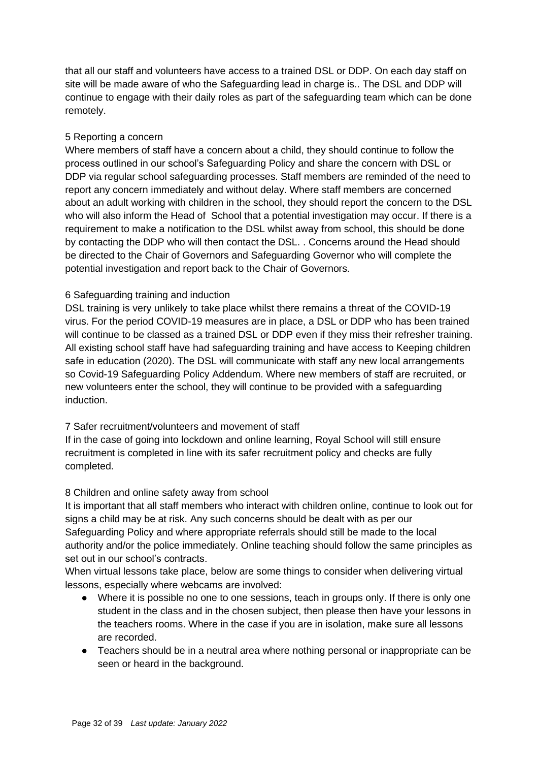that all our staff and volunteers have access to a trained DSL or DDP. On each day staff on site will be made aware of who the Safeguarding lead in charge is.. The DSL and DDP will continue to engage with their daily roles as part of the safeguarding team which can be done remotely.

### 5 Reporting a concern

Where members of staff have a concern about a child, they should continue to follow the process outlined in our school's Safeguarding Policy and share the concern with DSL or DDP via regular school safeguarding processes. Staff members are reminded of the need to report any concern immediately and without delay. Where staff members are concerned about an adult working with children in the school, they should report the concern to the DSL who will also inform the Head of School that a potential investigation may occur. If there is a requirement to make a notification to the DSL whilst away from school, this should be done by contacting the DDP who will then contact the DSL. . Concerns around the Head should be directed to the Chair of Governors and Safeguarding Governor who will complete the potential investigation and report back to the Chair of Governors.

### 6 Safeguarding training and induction

DSL training is very unlikely to take place whilst there remains a threat of the COVID-19 virus. For the period COVID-19 measures are in place, a DSL or DDP who has been trained will continue to be classed as a trained DSL or DDP even if they miss their refresher training. All existing school staff have had safeguarding training and have access to Keeping children safe in education (2020). The DSL will communicate with staff any new local arrangements so Covid-19 Safeguarding Policy Addendum. Where new members of staff are recruited, or new volunteers enter the school, they will continue to be provided with a safeguarding induction.

### 7 Safer recruitment/volunteers and movement of staff

If in the case of going into lockdown and online learning, Royal School will still ensure recruitment is completed in line with its safer recruitment policy and checks are fully completed.

### 8 Children and online safety away from school

It is important that all staff members who interact with children online, continue to look out for signs a child may be at risk. Any such concerns should be dealt with as per our Safeguarding Policy and where appropriate referrals should still be made to the local authority and/or the police immediately. Online teaching should follow the same principles as set out in our school's contracts.

When virtual lessons take place, below are some things to consider when delivering virtual lessons, especially where webcams are involved:

- Where it is possible no one to one sessions, teach in groups only. If there is only one student in the class and in the chosen subject, then please then have your lessons in the teachers rooms. Where in the case if you are in isolation, make sure all lessons are recorded.
- Teachers should be in a neutral area where nothing personal or inappropriate can be seen or heard in the background.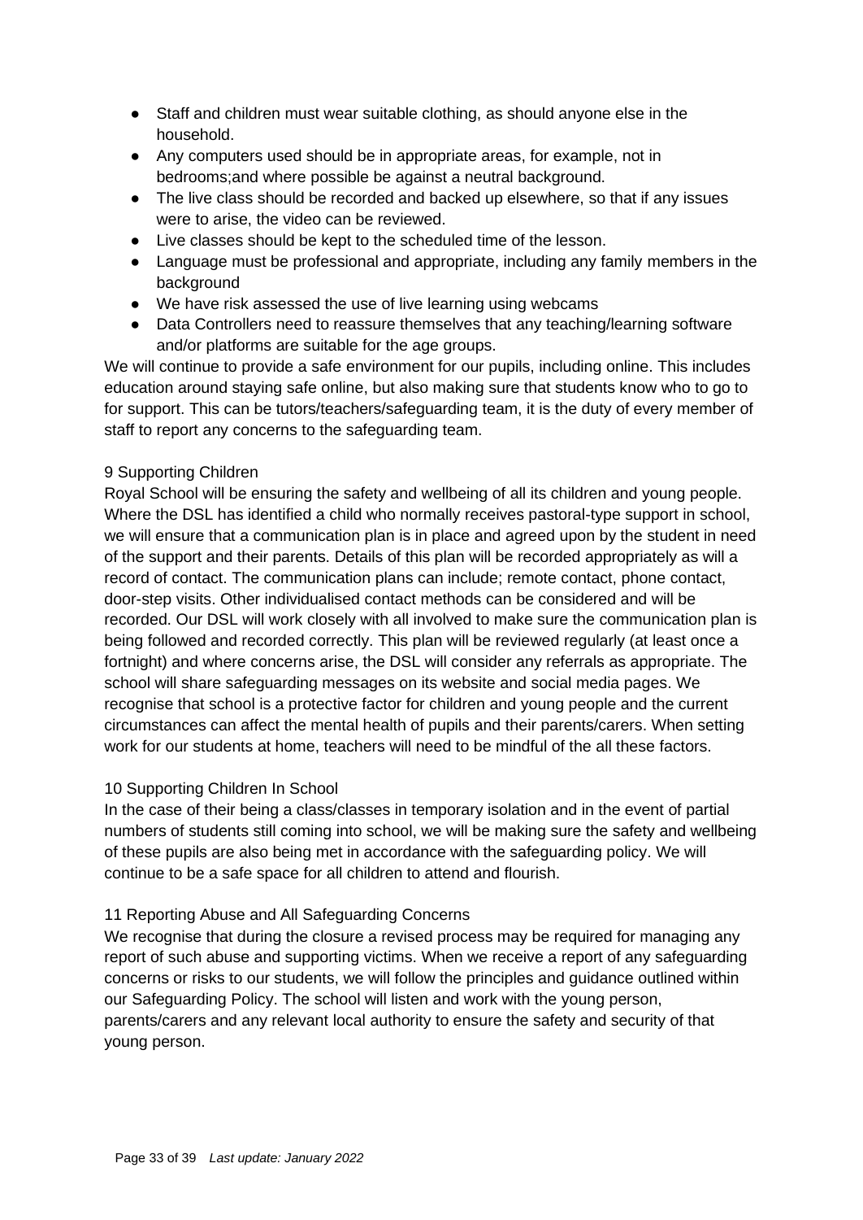- Staff and children must wear suitable clothing, as should anyone else in the household.
- Any computers used should be in appropriate areas, for example, not in bedrooms;and where possible be against a neutral background.
- The live class should be recorded and backed up elsewhere, so that if any issues were to arise, the video can be reviewed.
- Live classes should be kept to the scheduled time of the lesson.
- Language must be professional and appropriate, including any family members in the background
- We have risk assessed the use of live learning using webcams
- Data Controllers need to reassure themselves that any teaching/learning software and/or platforms are suitable for the age groups.

We will continue to provide a safe environment for our pupils, including online. This includes education around staying safe online, but also making sure that students know who to go to for support. This can be tutors/teachers/safeguarding team, it is the duty of every member of staff to report any concerns to the safeguarding team.

## 9 Supporting Children

Royal School will be ensuring the safety and wellbeing of all its children and young people. Where the DSL has identified a child who normally receives pastoral-type support in school, we will ensure that a communication plan is in place and agreed upon by the student in need of the support and their parents. Details of this plan will be recorded appropriately as will a record of contact. The communication plans can include; remote contact, phone contact, door-step visits. Other individualised contact methods can be considered and will be recorded. Our DSL will work closely with all involved to make sure the communication plan is being followed and recorded correctly. This plan will be reviewed regularly (at least once a fortnight) and where concerns arise, the DSL will consider any referrals as appropriate. The school will share safeguarding messages on its website and social media pages. We recognise that school is a protective factor for children and young people and the current circumstances can affect the mental health of pupils and their parents/carers. When setting work for our students at home, teachers will need to be mindful of the all these factors.

## 10 Supporting Children In School

In the case of their being a class/classes in temporary isolation and in the event of partial numbers of students still coming into school, we will be making sure the safety and wellbeing of these pupils are also being met in accordance with the safeguarding policy. We will continue to be a safe space for all children to attend and flourish.

## 11 Reporting Abuse and All Safeguarding Concerns

We recognise that during the closure a revised process may be required for managing any report of such abuse and supporting victims. When we receive a report of any safeguarding concerns or risks to our students, we will follow the principles and guidance outlined within our Safeguarding Policy. The school will listen and work with the young person, parents/carers and any relevant local authority to ensure the safety and security of that young person.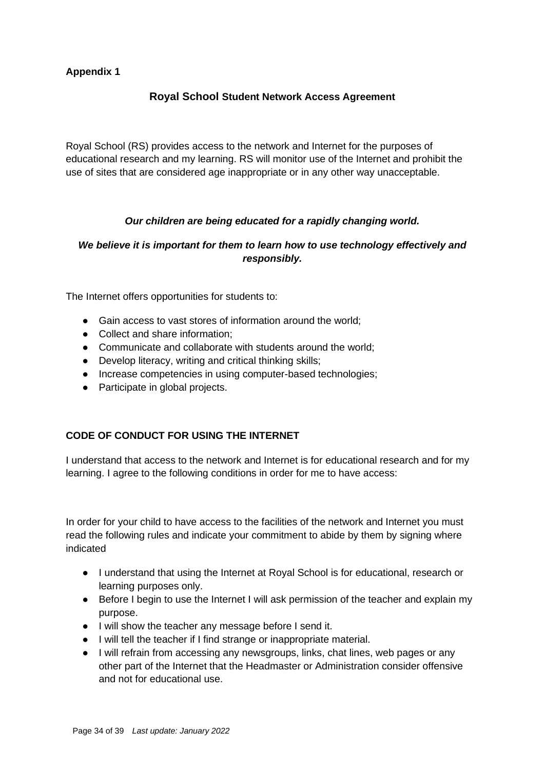**Appendix 1**

## Royal School Student Network Access Agreement

Royal School (RS) provides access to the network and Internet for the purposes of educational research and my learning. RS will monitor use of the Internet and prohibit the use of sites that are considered age inappropriate or in any other way unacceptable.

***Our children are being educated for a rapidly changing world.***

***We believe it is important for them to learn how to use technology effectively and responsibly.***

The Internet offers opportunities for students to:

- Gain access to vast stores of information around the world;
- Collect and share information;
- Communicate and collaborate with students around the world;
- Develop literacy, writing and critical thinking skills;
- Increase competencies in using computer-based technologies;
- Participate in global projects.

**CODE OF CONDUCT FOR USING THE INTERNET**

I understand that access to the network and Internet is for educational research and for my learning. I agree to the following conditions in order for me to have access:

In order for your child to have access to the facilities of the network and Internet you must read the following rules and indicate your commitment to abide by them by signing where indicated

- I understand that using the Internet at Royal School is for educational, research or learning purposes only.
- Before I begin to use the Internet I will ask permission of the teacher and explain my purpose.
- I will show the teacher any message before I send it.
- I will tell the teacher if I find strange or inappropriate material.
- I will refrain from accessing any newsgroups, links, chat lines, web pages or any other part of the Internet that the Headmaster or Administration consider offensive and not for educational use.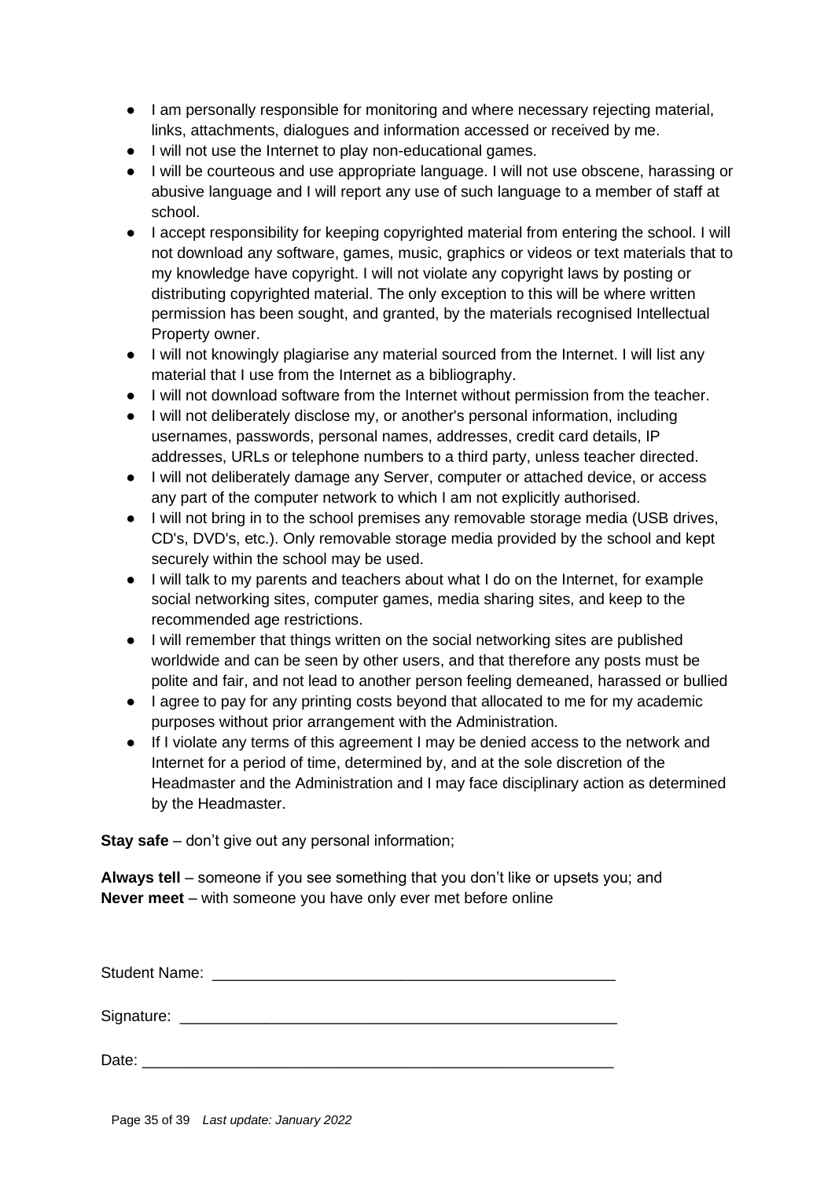- I am personally responsible for monitoring and where necessary rejecting material, links, attachments, dialogues and information accessed or received by me.
- I will not use the Internet to play non-educational games.
- I will be courteous and use appropriate language. I will not use obscene, harassing or abusive language and I will report any use of such language to a member of staff at school.
- I accept responsibility for keeping copyrighted material from entering the school. I will not download any software, games, music, graphics or videos or text materials that to my knowledge have copyright. I will not violate any copyright laws by posting or distributing copyrighted material. The only exception to this will be where written permission has been sought, and granted, by the materials recognised Intellectual Property owner.
- I will not knowingly plagiarise any material sourced from the Internet. I will list any material that I use from the Internet as a bibliography.
- I will not download software from the Internet without permission from the teacher.
- I will not deliberately disclose my, or another's personal information, including usernames, passwords, personal names, addresses, credit card details, IP addresses, URLs or telephone numbers to a third party, unless teacher directed.
- I will not deliberately damage any Server, computer or attached device, or access any part of the computer network to which I am not explicitly authorised.
- I will not bring in to the school premises any removable storage media (USB drives, CD's, DVD's, etc.). Only removable storage media provided by the school and kept securely within the school may be used.
- I will talk to my parents and teachers about what I do on the Internet, for example social networking sites, computer games, media sharing sites, and keep to the recommended age restrictions.
- I will remember that things written on the social networking sites are published worldwide and can be seen by other users, and that therefore any posts must be polite and fair, and not lead to another person feeling demeaned, harassed or bullied
- I agree to pay for any printing costs beyond that allocated to me for my academic purposes without prior arrangement with the Administration.
- If I violate any terms of this agreement I may be denied access to the network and Internet for a period of time, determined by, and at the sole discretion of the Headmaster and the Administration and I may face disciplinary action as determined by the Headmaster.

**Stay safe** – don't give out any personal information;

**Always tell** – someone if you see something that you don't like or upsets you; and
**Never meet** – with someone you have only ever met before online

Student Name: _______________________________________________

Signature: ___________________________________________________

Date: _______________________________________________________

*Last update: January 2022*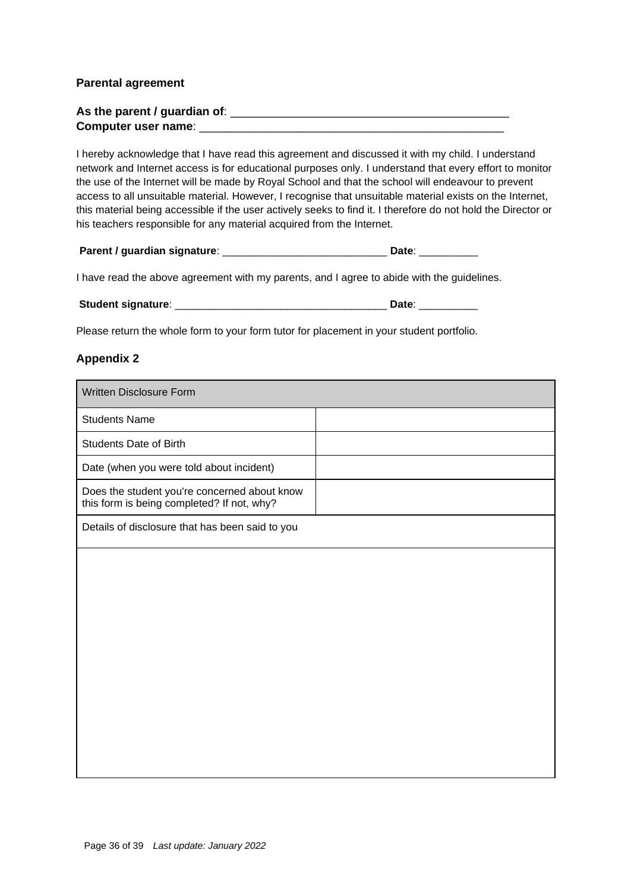**Parental agreement**

**As the parent / guardian of**: ______________________________________________
**Computer user name**: __________________________________________________

I hereby acknowledge that I have read this agreement and discussed it with my child. I understand network and Internet access is for educational purposes only. I understand that every effort to monitor the use of the Internet will be made by Royal School and that the school will endeavour to prevent access to all unsuitable material. However, I recognise that unsuitable material exists on the Internet, this material being accessible if the user actively seeks to find it. I therefore do not hold the Director or his teachers responsible for any material acquired from the Internet.

**Parent / guardian signature**: ____________________________ **Date**: __________

I have read the above agreement with my parents, and I agree to abide with the guidelines.

**Student signature**: ___________________________________ **Date**: __________

Please return the whole form to your form tutor for placement in your student portfolio.

## Appendix 2

| Written Disclosure Form | |
|---|---|
| Students Name | |
| Students Date of Birth | |
| Date (when you were told about incident) | |
| Does the student you're concerned about know this form is being completed? If not, why? | |
| Details of disclosure that has been said to you | |
| | |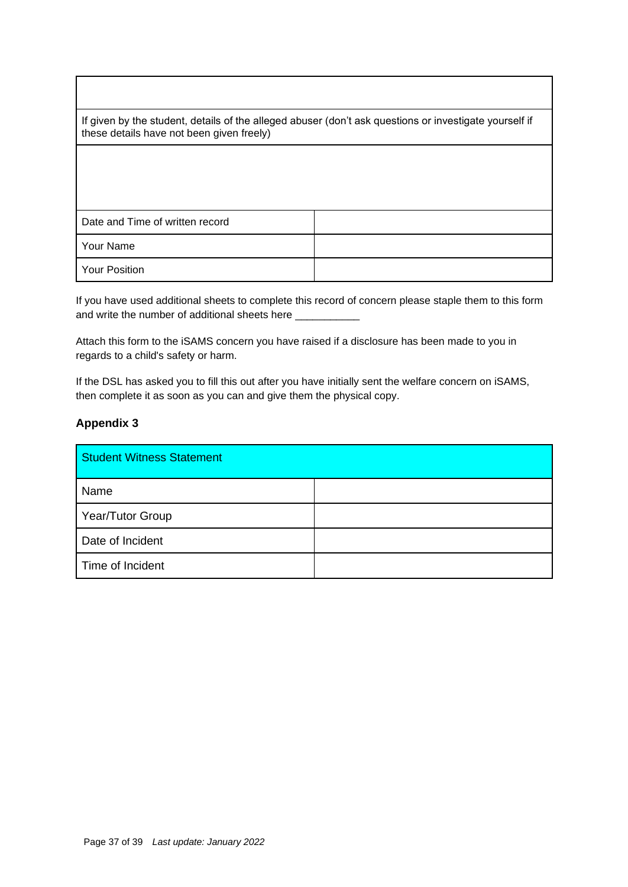| |
|---|
| |
| If given by the student, details of the alleged abuser (don't ask questions or investigate yourself if these details have not been given freely) |
| |

| | |
|---|---|
| Date and Time of written record | |
| Your Name | |
| Your Position | |

If you have used additional sheets to complete this record of concern please staple them to this form and write the number of additional sheets here ___________

Attach this form to the iSAMS concern you have raised if a disclosure has been made to you in regards to a child's safety or harm.

If the DSL has asked you to fill this out after you have initially sent the welfare concern on iSAMS, then complete it as soon as you can and give them the physical copy.

**Appendix 3**

| Student Witness Statement | |
|---|---|
| Name | |
| Year/Tutor Group | |
| Date of Incident | |
| Time of Incident | |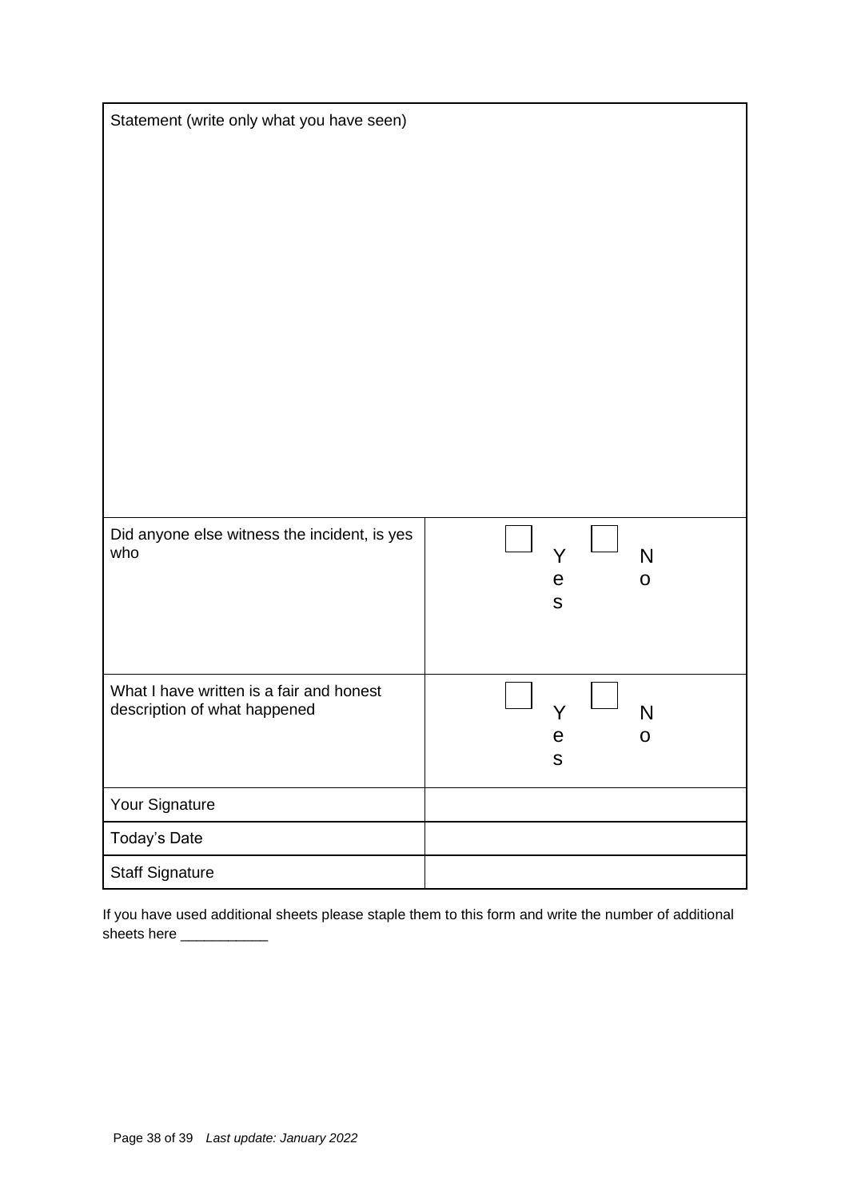| Statement (write only what you have seen) | |
|---|---|
| Did anyone else witness the incident, is yes who | ☐ Yes ☐ No |
| What I have written is a fair and honest description of what happened | ☐ Yes ☐ No |
| Your Signature | |
| Today's Date | |
| Staff Signature | |

If you have used additional sheets please staple them to this form and write the number of additional sheets here ___________

*Last update: January 2022*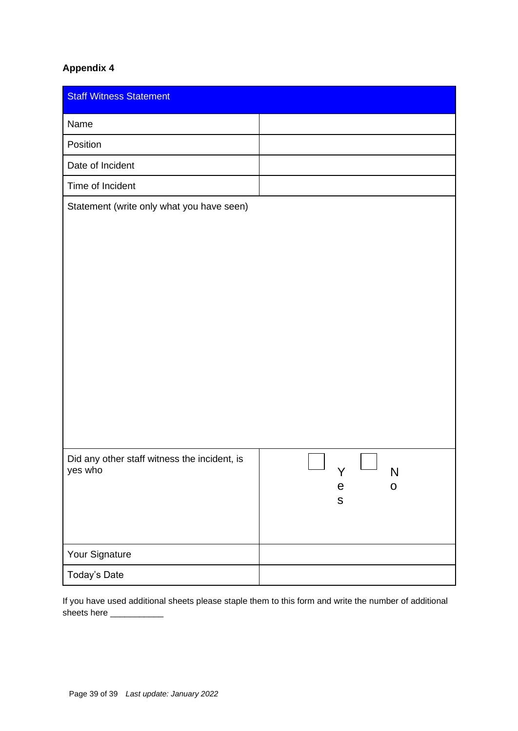**Appendix 4**

| Staff Witness Statement | |
|---|---|
| Name | |
| Position | |
| Date of Incident | |
| Time of Incident | |
| Statement (write only what you have seen) | |
| Did any other staff witness the incident, is yes who | ☐ Yes ☐ No |
| Your Signature | |
| Today's Date | |

If you have used additional sheets please staple them to this form and write the number of additional sheets here ___________